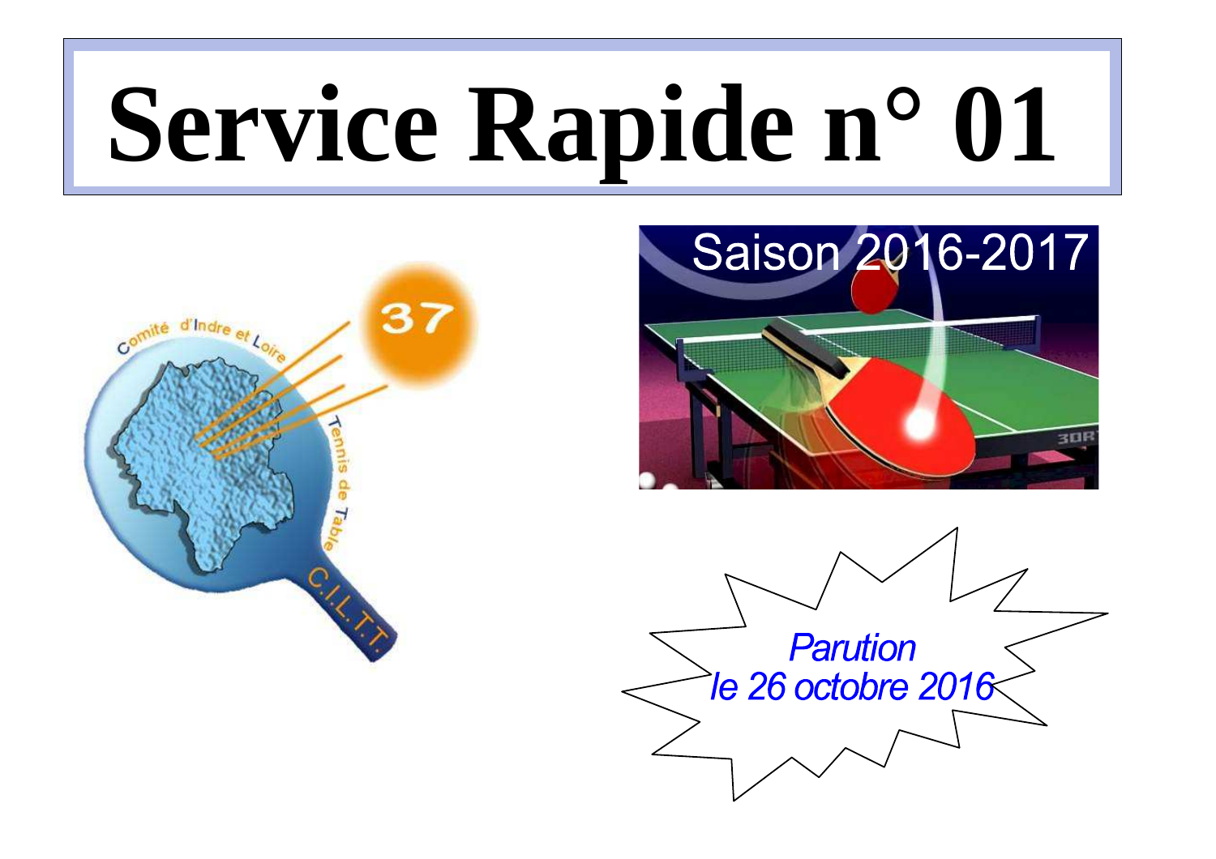# Service Rapide n° 01

Saison 2016-2017

*Parution le 26 octobre 2016*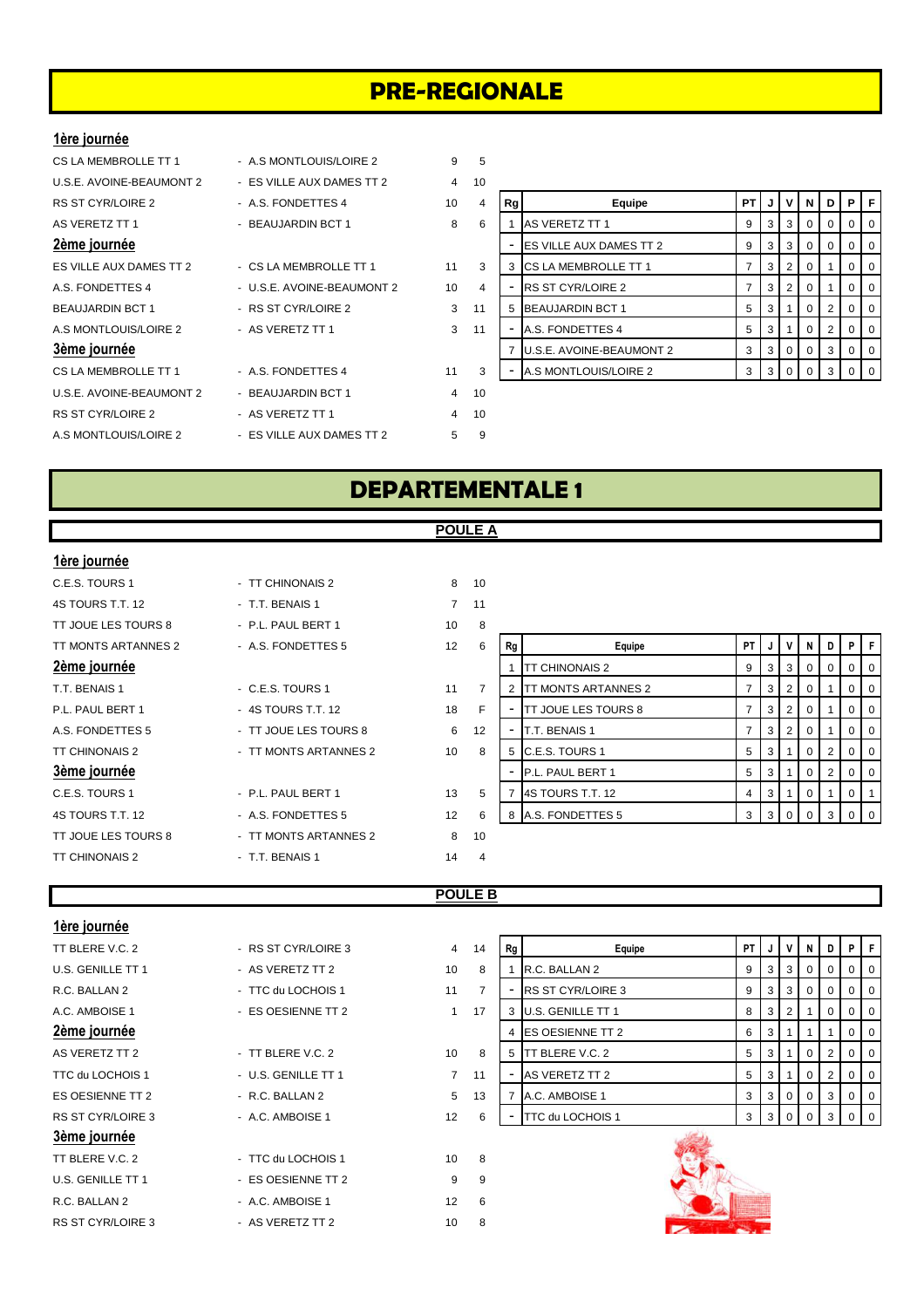# PRE-REGIONALE

### 1ère journée

| | | | |
|---|---|---|---|
| CS LA MEMBROLLE TT 1 | - A.S MONTLOUIS/LOIRE 2 | 9 | 5 |
| U.S.E. AVOINE-BEAUMONT 2 | - ES VILLE AUX DAMES TT 2 | 4 | 10 |
| RS ST CYR/LOIRE 2 | - A.S. FONDETTES 4 | 10 | 4 |
| AS VERETZ TT 1 | - BEAUJARDIN BCT 1 | 8 | 6 |

### 2ème journée

| | | | |
|---|---|---|---|
| ES VILLE AUX DAMES TT 2 | - CS LA MEMBROLLE TT 1 | 11 | 3 |
| A.S. FONDETTES 4 | - U.S.E. AVOINE-BEAUMONT 2 | 10 | 4 |
| BEAUJARDIN BCT 1 | - RS ST CYR/LOIRE 2 | 3 | 11 |
| A.S MONTLOUIS/LOIRE 2 | - AS VERETZ TT 1 | 3 | 11 |

### 3ème journée

| | | | |
|---|---|---|---|
| CS LA MEMBROLLE TT 1 | - A.S. FONDETTES 4 | 11 | 3 |
| U.S.E. AVOINE-BEAUMONT 2 | - BEAUJARDIN BCT 1 | 4 | 10 |
| RS ST CYR/LOIRE 2 | - AS VERETZ TT 1 | 4 | 10 |
| A.S MONTLOUIS/LOIRE 2 | - ES VILLE AUX DAMES TT 2 | 5 | 9 |

| Rg | Equipe | PT | J | V | N | D | P | F |
|---|---|---|---|---|---|---|---|---|
| 1 | AS VERETZ TT 1 | 9 | 3 | 3 | 0 | 0 | 0 | 0 |
| - | ES VILLE AUX DAMES TT 2 | 9 | 3 | 3 | 0 | 0 | 0 | 0 |
| 3 | CS LA MEMBROLLE TT 1 | 7 | 3 | 2 | 0 | 1 | 0 | 0 |
| - | RS ST CYR/LOIRE 2 | 7 | 3 | 2 | 0 | 1 | 0 | 0 |
| 5 | BEAUJARDIN BCT 1 | 5 | 3 | 1 | 0 | 2 | 0 | 0 |
| - | A.S. FONDETTES 4 | 5 | 3 | 1 | 0 | 2 | 0 | 0 |
| 7 | U.S.E. AVOINE-BEAUMONT 2 | 3 | 3 | 0 | 0 | 3 | 0 | 0 |
| - | A.S MONTLOUIS/LOIRE 2 | 3 | 3 | 0 | 0 | 3 | 0 | 0 |

# DEPARTEMENTALE 1

## POULE A

### 1ère journée

| | | | |
|---|---|---|---|
| C.E.S. TOURS 1 | - TT CHINONAIS 2 | 8 | 10 |
| 4S TOURS T.T. 12 | - T.T. BENAIS 1 | 7 | 11 |
| TT JOUE LES TOURS 8 | - P.L. PAUL BERT 1 | 10 | 8 |
| TT MONTS ARTANNES 2 | - A.S. FONDETTES 5 | 12 | 6 |

### 2ème journée

| | | | |
|---|---|---|---|
| T.T. BENAIS 1 | - C.E.S. TOURS 1 | 11 | 7 |
| P.L. PAUL BERT 1 | - 4S TOURS T.T. 12 | 18 | F |
| A.S. FONDETTES 5 | - TT JOUE LES TOURS 8 | 6 | 12 |
| TT CHINONAIS 2 | - TT MONTS ARTANNES 2 | 10 | 8 |

### 3ème journée

| | | | |
|---|---|---|---|
| C.E.S. TOURS 1 | - P.L. PAUL BERT 1 | 13 | 5 |
| 4S TOURS T.T. 12 | - A.S. FONDETTES 5 | 12 | 6 |
| TT JOUE LES TOURS 8 | - TT MONTS ARTANNES 2 | 8 | 10 |
| TT CHINONAIS 2 | - T.T. BENAIS 1 | 14 | 4 |

| Rg | Equipe | PT | J | V | N | D | P | F |
|---|---|---|---|---|---|---|---|---|
| 1 | TT CHINONAIS 2 | 9 | 3 | 3 | 0 | 0 | 0 | 0 |
| 2 | TT MONTS ARTANNES 2 | 7 | 3 | 2 | 0 | 1 | 0 | 0 |
| - | TT JOUE LES TOURS 8 | 7 | 3 | 2 | 0 | 1 | 0 | 0 |
| - | T.T. BENAIS 1 | 7 | 3 | 2 | 0 | 1 | 0 | 0 |
| 5 | C.E.S. TOURS 1 | 5 | 3 | 1 | 0 | 2 | 0 | 0 |
| - | P.L. PAUL BERT 1 | 5 | 3 | 1 | 0 | 2 | 0 | 0 |
| 7 | 4S TOURS T.T. 12 | 4 | 3 | 1 | 0 | 1 | 0 | 1 |
| 8 | A.S. FONDETTES 5 | 3 | 3 | 0 | 0 | 3 | 0 | 0 |

## POULE B

### 1ère journée

| | | | |
|---|---|---|---|
| TT BLERE V.C. 2 | - RS ST CYR/LOIRE 3 | 4 | 14 |
| U.S. GENILLE TT 1 | - AS VERETZ TT 2 | 10 | 8 |
| R.C. BALLAN 2 | - TTC du LOCHOIS 1 | 11 | 7 |
| A.C. AMBOISE 1 | - ES OESIENNE TT 2 | 1 | 17 |

### 2ème journée

| | | | |
|---|---|---|---|
| AS VERETZ TT 2 | - TT BLERE V.C. 2 | 10 | 8 |
| TTC du LOCHOIS 1 | - U.S. GENILLE TT 1 | 7 | 11 |
| ES OESIENNE TT 2 | - R.C. BALLAN 2 | 5 | 13 |
| RS ST CYR/LOIRE 3 | - A.C. AMBOISE 1 | 12 | 6 |

### 3ème journée

| | | | |
|---|---|---|---|
| TT BLERE V.C. 2 | - TTC du LOCHOIS 1 | 10 | 8 |
| U.S. GENILLE TT 1 | - ES OESIENNE TT 2 | 9 | 9 |
| R.C. BALLAN 2 | - A.C. AMBOISE 1 | 12 | 6 |
| RS ST CYR/LOIRE 3 | - AS VERETZ TT 2 | 10 | 8 |

| Rg | Equipe | PT | J | V | N | D | P | F |
|---|---|---|---|---|---|---|---|---|
| 1 | R.C. BALLAN 2 | 9 | 3 | 3 | 0 | 0 | 0 | 0 |
| - | RS ST CYR/LOIRE 3 | 9 | 3 | 3 | 0 | 0 | 0 | 0 |
| 3 | U.S. GENILLE TT 1 | 8 | 3 | 2 | 1 | 0 | 0 | 0 |
| 4 | ES OESIENNE TT 2 | 6 | 3 | 1 | 1 | 1 | 0 | 0 |
| 5 | TT BLERE V.C. 2 | 5 | 3 | 1 | 0 | 2 | 0 | 0 |
| - | AS VERETZ TT 2 | 5 | 3 | 1 | 0 | 2 | 0 | 0 |
| 7 | A.C. AMBOISE 1 | 3 | 3 | 0 | 0 | 3 | 0 | 0 |
| - | TTC du LOCHOIS 1 | 3 | 3 | 0 | 0 | 3 | 0 | 0 |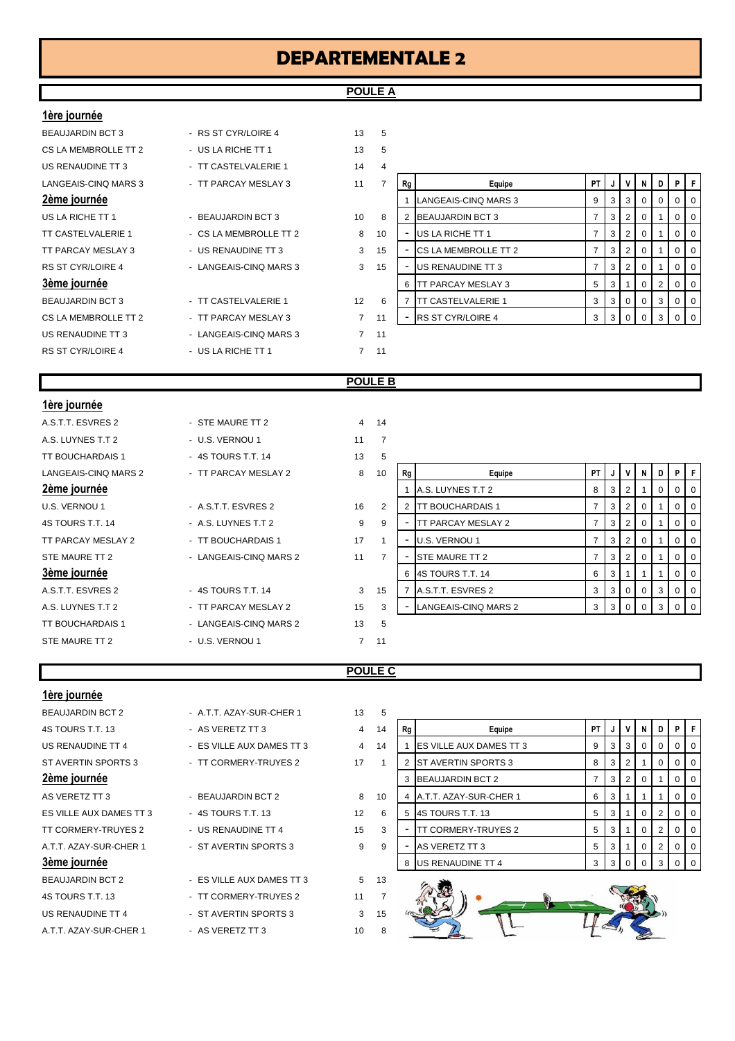# DEPARTEMENTALE 2

## POULE A

### 1ère journée

| | | | |
|---|---|---|---|
| BEAUJARDIN BCT 3 | - RS ST CYR/LOIRE 4 | 13 | 5 |
| CS LA MEMBROLLE TT 2 | - US LA RICHE TT 1 | 13 | 5 |
| US RENAUDINE TT 3 | - TT CASTELVALERIE 1 | 14 | 4 |
| LANGEAIS-CINQ MARS 3 | - TT PARCAY MESLAY 3 | 11 | 7 |

### 2ème journée

| | | | |
|---|---|---|---|
| US LA RICHE TT 1 | - BEAUJARDIN BCT 3 | 10 | 8 |
| TT CASTELVALERIE 1 | - CS LA MEMBROLLE TT 2 | 8 | 10 |
| TT PARCAY MESLAY 3 | - US RENAUDINE TT 3 | 3 | 15 |
| RS ST CYR/LOIRE 4 | - LANGEAIS-CINQ MARS 3 | 3 | 15 |

### 3ème journée

| | | | |
|---|---|---|---|
| BEAUJARDIN BCT 3 | - TT CASTELVALERIE 1 | 12 | 6 |
| CS LA MEMBROLLE TT 2 | - TT PARCAY MESLAY 3 | 7 | 11 |
| US RENAUDINE TT 3 | - LANGEAIS-CINQ MARS 3 | 7 | 11 |
| RS ST CYR/LOIRE 4 | - US LA RICHE TT 1 | 7 | 11 |

| Rg | Equipe | PT | J | V | N | D | P | F |
|---|---|---|---|---|---|---|---|---|
| 1 | LANGEAIS-CINQ MARS 3 | 9 | 3 | 3 | 0 | 0 | 0 | 0 |
| 2 | BEAUJARDIN BCT 3 | 7 | 3 | 2 | 0 | 1 | 0 | 0 |
| - | US LA RICHE TT 1 | 7 | 3 | 2 | 0 | 1 | 0 | 0 |
| - | CS LA MEMBROLLE TT 2 | 7 | 3 | 2 | 0 | 1 | 0 | 0 |
| - | US RENAUDINE TT 3 | 7 | 3 | 2 | 0 | 1 | 0 | 0 |
| 6 | TT PARCAY MESLAY 3 | 5 | 3 | 1 | 0 | 2 | 0 | 0 |
| 7 | TT CASTELVALERIE 1 | 3 | 3 | 0 | 0 | 3 | 0 | 0 |
| - | RS ST CYR/LOIRE 4 | 3 | 3 | 0 | 0 | 3 | 0 | 0 |

## POULE B

### 1ère journée

| | | | |
|---|---|---|---|
| A.S.T.T. ESVRES 2 | - STE MAURE TT 2 | 4 | 14 |
| A.S. LUYNES T.T 2 | - U.S. VERNOU 1 | 11 | 7 |
| TT BOUCHARDAIS 1 | - 4S TOURS T.T. 14 | 13 | 5 |
| LANGEAIS-CINQ MARS 2 | - TT PARCAY MESLAY 2 | 8 | 10 |

### 2ème journée

| | | | |
|---|---|---|---|
| U.S. VERNOU 1 | - A.S.T.T. ESVRES 2 | 16 | 2 |
| 4S TOURS T.T. 14 | - A.S. LUYNES T.T 2 | 9 | 9 |
| TT PARCAY MESLAY 2 | - TT BOUCHARDAIS 1 | 17 | 1 |
| STE MAURE TT 2 | - LANGEAIS-CINQ MARS 2 | 11 | 7 |

### 3ème journée

| | | | |
|---|---|---|---|
| A.S.T.T. ESVRES 2 | - 4S TOURS T.T. 14 | 3 | 15 |
| A.S. LUYNES T.T 2 | - TT PARCAY MESLAY 2 | 15 | 3 |
| TT BOUCHARDAIS 1 | - LANGEAIS-CINQ MARS 2 | 13 | 5 |
| STE MAURE TT 2 | - U.S. VERNOU 1 | 7 | 11 |

| Rg | Equipe | PT | J | V | N | D | P | F |
|---|---|---|---|---|---|---|---|---|
| 1 | A.S. LUYNES T.T 2 | 8 | 3 | 2 | 1 | 0 | 0 | 0 |
| 2 | TT BOUCHARDAIS 1 | 7 | 3 | 2 | 0 | 1 | 0 | 0 |
| - | TT PARCAY MESLAY 2 | 7 | 3 | 2 | 0 | 1 | 0 | 0 |
| - | U.S. VERNOU 1 | 7 | 3 | 2 | 0 | 1 | 0 | 0 |
| - | STE MAURE TT 2 | 7 | 3 | 2 | 0 | 1 | 0 | 0 |
| 6 | 4S TOURS T.T. 14 | 6 | 3 | 1 | 1 | 1 | 0 | 0 |
| 7 | A.S.T.T. ESVRES 2 | 3 | 3 | 0 | 0 | 3 | 0 | 0 |
| - | LANGEAIS-CINQ MARS 2 | 3 | 3 | 0 | 0 | 3 | 0 | 0 |

## POULE C

### 1ère journée

| | | | |
|---|---|---|---|
| BEAUJARDIN BCT 2 | - A.T.T. AZAY-SUR-CHER 1 | 13 | 5 |
| 4S TOURS T.T. 13 | - AS VERETZ TT 3 | 4 | 14 |
| US RENAUDINE TT 4 | - ES VILLE AUX DAMES TT 3 | 4 | 14 |
| ST AVERTIN SPORTS 3 | - TT CORMERY-TRUYES 2 | 17 | 1 |

### 2ème journée

| | | | |
|---|---|---|---|
| AS VERETZ TT 3 | - BEAUJARDIN BCT 2 | 8 | 10 |
| ES VILLE AUX DAMES TT 3 | - 4S TOURS T.T. 13 | 12 | 6 |
| TT CORMERY-TRUYES 2 | - US RENAUDINE TT 4 | 15 | 3 |
| A.T.T. AZAY-SUR-CHER 1 | - ST AVERTIN SPORTS 3 | 9 | 9 |

### 3ème journée

| | | | |
|---|---|---|---|
| BEAUJARDIN BCT 2 | - ES VILLE AUX DAMES TT 3 | 5 | 13 |
| 4S TOURS T.T. 13 | - TT CORMERY-TRUYES 2 | 11 | 7 |
| US RENAUDINE TT 4 | - ST AVERTIN SPORTS 3 | 3 | 15 |
| A.T.T. AZAY-SUR-CHER 1 | - AS VERETZ TT 3 | 10 | 8 |

| Rg | Equipe | PT | J | V | N | D | P | F |
|---|---|---|---|---|---|---|---|---|
| 1 | ES VILLE AUX DAMES TT 3 | 9 | 3 | 3 | 0 | 0 | 0 | 0 |
| 2 | ST AVERTIN SPORTS 3 | 8 | 3 | 2 | 1 | 0 | 0 | 0 |
| 3 | BEAUJARDIN BCT 2 | 7 | 3 | 2 | 0 | 1 | 0 | 0 |
| 4 | A.T.T. AZAY-SUR-CHER 1 | 6 | 3 | 1 | 1 | 1 | 0 | 0 |
| 5 | 4S TOURS T.T. 13 | 5 | 3 | 1 | 0 | 2 | 0 | 0 |
| - | TT CORMERY-TRUYES 2 | 5 | 3 | 1 | 0 | 2 | 0 | 0 |
| - | AS VERETZ TT 3 | 5 | 3 | 1 | 0 | 2 | 0 | 0 |
| 8 | US RENAUDINE TT 4 | 3 | 3 | 0 | 0 | 3 | 0 | 0 |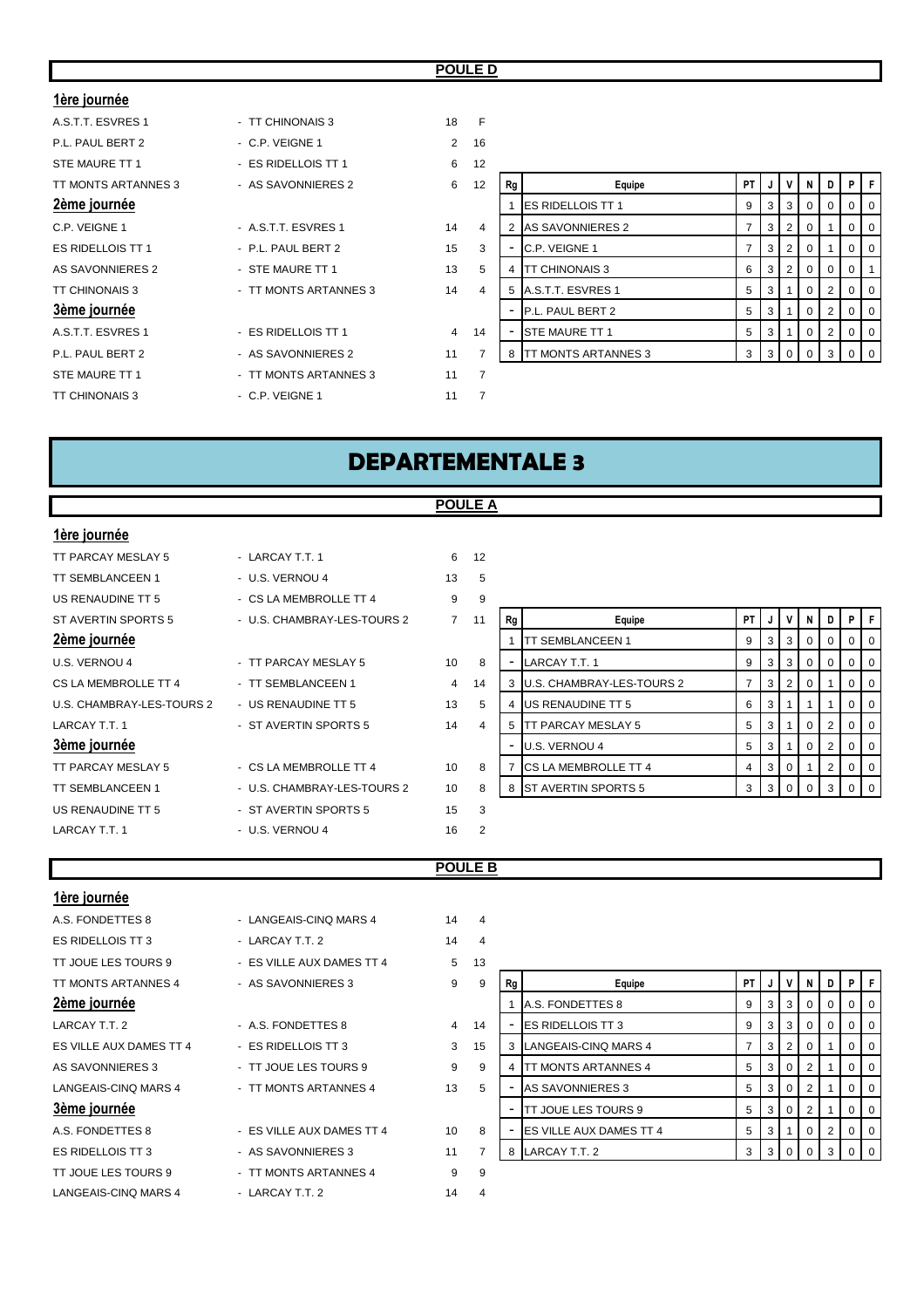## POULE D

### 1ère journée

| | | | |
|---|---|---|---|
| A.S.T.T. ESVRES 1 | - TT CHINONAIS 3 | 18 | F |
| P.L. PAUL BERT 2 | - C.P. VEIGNE 1 | 2 | 16 |
| STE MAURE TT 1 | - ES RIDELLOIS TT 1 | 6 | 12 |
| TT MONTS ARTANNES 3 | - AS SAVONNIERES 2 | 6 | 12 |

### 2ème journée

| | | | |
|---|---|---|---|
| C.P. VEIGNE 1 | - A.S.T.T. ESVRES 1 | 14 | 4 |
| ES RIDELLOIS TT 1 | - P.L. PAUL BERT 2 | 15 | 3 |
| AS SAVONNIERES 2 | - STE MAURE TT 1 | 13 | 5 |
| TT CHINONAIS 3 | - TT MONTS ARTANNES 3 | 14 | 4 |

### 3ème journée

| | | | |
|---|---|---|---|
| A.S.T.T. ESVRES 1 | - ES RIDELLOIS TT 1 | 4 | 14 |
| P.L. PAUL BERT 2 | - AS SAVONNIERES 2 | 11 | 7 |
| STE MAURE TT 1 | - TT MONTS ARTANNES 3 | 11 | 7 |
| TT CHINONAIS 3 | - C.P. VEIGNE 1 | 11 | 7 |

| Rg | Equipe | PT | J | V | N | D | P | F |
|---|---|---|---|---|---|---|---|---|
| 1 | ES RIDELLOIS TT 1 | 9 | 3 | 3 | 0 | 0 | 0 | 0 |
| 2 | AS SAVONNIERES 2 | 7 | 3 | 2 | 0 | 1 | 0 | 0 |
| - | C.P. VEIGNE 1 | 7 | 3 | 2 | 0 | 1 | 0 | 0 |
| 4 | TT CHINONAIS 3 | 6 | 3 | 2 | 0 | 0 | 0 | 1 |
| 5 | A.S.T.T. ESVRES 1 | 5 | 3 | 1 | 0 | 2 | 0 | 0 |
| - | P.L. PAUL BERT 2 | 5 | 3 | 1 | 0 | 2 | 0 | 0 |
| - | STE MAURE TT 1 | 5 | 3 | 1 | 0 | 2 | 0 | 0 |
| 8 | TT MONTS ARTANNES 3 | 3 | 3 | 0 | 0 | 3 | 0 | 0 |

# DEPARTEMENTALE 3

## POULE A

### 1ère journée

| | | | |
|---|---|---|---|
| TT PARCAY MESLAY 5 | - LARCAY T.T. 1 | 6 | 12 |
| TT SEMBLANCEEN 1 | - U.S. VERNOU 4 | 13 | 5 |
| US RENAUDINE TT 5 | - CS LA MEMBROLLE TT 4 | 9 | 9 |
| ST AVERTIN SPORTS 5 | - U.S. CHAMBRAY-LES-TOURS 2 | 7 | 11 |

### 2ème journée

| | | | |
|---|---|---|---|
| U.S. VERNOU 4 | - TT PARCAY MESLAY 5 | 10 | 8 |
| CS LA MEMBROLLE TT 4 | - TT SEMBLANCEEN 1 | 4 | 14 |
| U.S. CHAMBRAY-LES-TOURS 2 | - US RENAUDINE TT 5 | 13 | 5 |
| LARCAY T.T. 1 | - ST AVERTIN SPORTS 5 | 14 | 4 |

### 3ème journée

| | | | |
|---|---|---|---|
| TT PARCAY MESLAY 5 | - CS LA MEMBROLLE TT 4 | 10 | 8 |
| TT SEMBLANCEEN 1 | - U.S. CHAMBRAY-LES-TOURS 2 | 10 | 8 |
| US RENAUDINE TT 5 | - ST AVERTIN SPORTS 5 | 15 | 3 |
| LARCAY T.T. 1 | - U.S. VERNOU 4 | 16 | 2 |

| Rg | Equipe | PT | J | V | N | D | P | F |
|---|---|---|---|---|---|---|---|---|
| 1 | TT SEMBLANCEEN 1 | 9 | 3 | 3 | 0 | 0 | 0 | 0 |
| - | LARCAY T.T. 1 | 9 | 3 | 3 | 0 | 0 | 0 | 0 |
| 3 | U.S. CHAMBRAY-LES-TOURS 2 | 7 | 3 | 2 | 0 | 1 | 0 | 0 |
| 4 | US RENAUDINE TT 5 | 6 | 3 | 1 | 1 | 1 | 0 | 0 |
| 5 | TT PARCAY MESLAY 5 | 5 | 3 | 1 | 0 | 2 | 0 | 0 |
| - | U.S. VERNOU 4 | 5 | 3 | 1 | 0 | 2 | 0 | 0 |
| 7 | CS LA MEMBROLLE TT 4 | 4 | 3 | 0 | 1 | 2 | 0 | 0 |
| 8 | ST AVERTIN SPORTS 5 | 3 | 3 | 0 | 0 | 3 | 0 | 0 |

## POULE B

### 1ère journée

| | | | |
|---|---|---|---|
| A.S. FONDETTES 8 | - LANGEAIS-CINQ MARS 4 | 14 | 4 |
| ES RIDELLOIS TT 3 | - LARCAY T.T. 2 | 14 | 4 |
| TT JOUE LES TOURS 9 | - ES VILLE AUX DAMES TT 4 | 5 | 13 |
| TT MONTS ARTANNES 4 | - AS SAVONNIERES 3 | 9 | 9 |

### 2ème journée

| | | | |
|---|---|---|---|
| LARCAY T.T. 2 | - A.S. FONDETTES 8 | 4 | 14 |
| ES VILLE AUX DAMES TT 4 | - ES RIDELLOIS TT 3 | 3 | 15 |
| AS SAVONNIERES 3 | - TT JOUE LES TOURS 9 | 9 | 9 |
| LANGEAIS-CINQ MARS 4 | - TT MONTS ARTANNES 4 | 13 | 5 |

### 3ème journée

| | | | |
|---|---|---|---|
| A.S. FONDETTES 8 | - ES VILLE AUX DAMES TT 4 | 10 | 8 |
| ES RIDELLOIS TT 3 | - AS SAVONNIERES 3 | 11 | 7 |
| TT JOUE LES TOURS 9 | - TT MONTS ARTANNES 4 | 9 | 9 |
| LANGEAIS-CINQ MARS 4 | - LARCAY T.T. 2 | 14 | 4 |

| Rg | Equipe | PT | J | V | N | D | P | F |
|---|---|---|---|---|---|---|---|---|
| 1 | A.S. FONDETTES 8 | 9 | 3 | 3 | 0 | 0 | 0 | 0 |
| - | ES RIDELLOIS TT 3 | 9 | 3 | 3 | 0 | 0 | 0 | 0 |
| 3 | LANGEAIS-CINQ MARS 4 | 7 | 3 | 2 | 0 | 1 | 0 | 0 |
| 4 | TT MONTS ARTANNES 4 | 5 | 3 | 0 | 2 | 1 | 0 | 0 |
| - | AS SAVONNIERES 3 | 5 | 3 | 0 | 2 | 1 | 0 | 0 |
| - | TT JOUE LES TOURS 9 | 5 | 3 | 0 | 2 | 1 | 0 | 0 |
| - | ES VILLE AUX DAMES TT 4 | 5 | 3 | 1 | 0 | 2 | 0 | 0 |
| 8 | LARCAY T.T. 2 | 3 | 3 | 0 | 0 | 3 | 0 | 0 |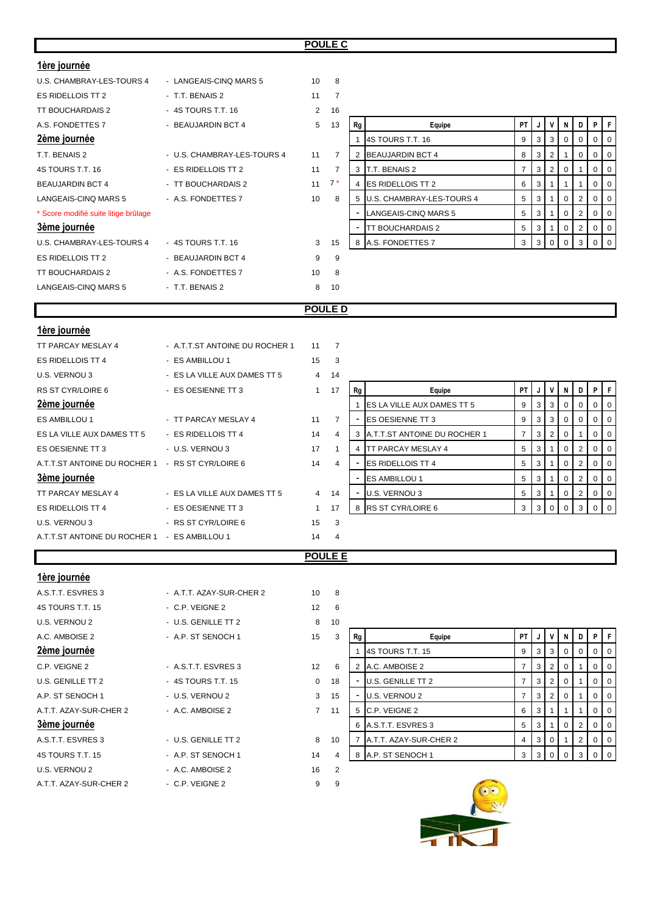## POULE C

### 1ère journée

| | | | |
|---|---|---|---|
| U.S. CHAMBRAY-LES-TOURS 4 | - LANGEAIS-CINQ MARS 5 | 10 | 8 |
| ES RIDELLOIS TT 2 | - T.T. BENAIS 2 | 11 | 7 |
| TT BOUCHARDAIS 2 | - 4S TOURS T.T. 16 | 2 | 16 |
| A.S. FONDETTES 7 | - BEAUJARDIN BCT 4 | 5 | 13 |

### 2ème journée

| | | | |
|---|---|---|---|
| T.T. BENAIS 2 | - U.S. CHAMBRAY-LES-TOURS 4 | 11 | 7 |
| 4S TOURS T.T. 16 | - ES RIDELLOIS TT 2 | 11 | 7 |
| BEAUJARDIN BCT 4 | - TT BOUCHARDAIS 2 | 11 | 7 * |
| LANGEAIS-CINQ MARS 5 | - A.S. FONDETTES 7 | 10 | 8 |

* Score modifié suite litige brûlage

### 3ème journée

| | | | |
|---|---|---|---|
| U.S. CHAMBRAY-LES-TOURS 4 | - 4S TOURS T.T. 16 | 3 | 15 |
| ES RIDELLOIS TT 2 | - BEAUJARDIN BCT 4 | 9 | 9 |
| TT BOUCHARDAIS 2 | - A.S. FONDETTES 7 | 10 | 8 |
| LANGEAIS-CINQ MARS 5 | - T.T. BENAIS 2 | 8 | 10 |

| Rg | Equipe | PT | J | V | N | D | P | F |
|---|---|---|---|---|---|---|---|---|
| 1 | 4S TOURS T.T. 16 | 9 | 3 | 3 | 0 | 0 | 0 | 0 |
| 2 | BEAUJARDIN BCT 4 | 8 | 3 | 2 | 1 | 0 | 0 | 0 |
| 3 | T.T. BENAIS 2 | 7 | 3 | 2 | 0 | 1 | 0 | 0 |
| 4 | ES RIDELLOIS TT 2 | 6 | 3 | 1 | 1 | 1 | 0 | 0 |
| 5 | U.S. CHAMBRAY-LES-TOURS 4 | 5 | 3 | 1 | 0 | 2 | 0 | 0 |
| - | LANGEAIS-CINQ MARS 5 | 5 | 3 | 1 | 0 | 2 | 0 | 0 |
| - | TT BOUCHARDAIS 2 | 5 | 3 | 1 | 0 | 2 | 0 | 0 |
| 8 | A.S. FONDETTES 7 | 3 | 3 | 0 | 0 | 3 | 0 | 0 |

## POULE D

### 1ère journée

| | | | |
|---|---|---|---|
| TT PARCAY MESLAY 4 | - A.T.T.ST ANTOINE DU ROCHER 1 | 11 | 7 |
| ES RIDELLOIS TT 4 | - ES AMBILLOU 1 | 15 | 3 |
| U.S. VERNOU 3 | - ES LA VILLE AUX DAMES TT 5 | 4 | 14 |
| RS ST CYR/LOIRE 6 | - ES OESIENNE TT 3 | 1 | 17 |

### 2ème journée

| | | | |
|---|---|---|---|
| ES AMBILLOU 1 | - TT PARCAY MESLAY 4 | 11 | 7 |
| ES LA VILLE AUX DAMES TT 5 | - ES RIDELLOIS TT 4 | 14 | 4 |
| ES OESIENNE TT 3 | - U.S. VERNOU 3 | 17 | 1 |
| A.T.T.ST ANTOINE DU ROCHER 1 | - RS ST CYR/LOIRE 6 | 14 | 4 |

### 3ème journée

| | | | |
|---|---|---|---|
| TT PARCAY MESLAY 4 | - ES LA VILLE AUX DAMES TT 5 | 4 | 14 |
| ES RIDELLOIS TT 4 | - ES OESIENNE TT 3 | 1 | 17 |
| U.S. VERNOU 3 | - RS ST CYR/LOIRE 6 | 15 | 3 |
| A.T.T.ST ANTOINE DU ROCHER 1 | - ES AMBILLOU 1 | 14 | 4 |

| Rg | Equipe | PT | J | V | N | D | P | F |
|---|---|---|---|---|---|---|---|---|
| 1 | ES LA VILLE AUX DAMES TT 5 | 9 | 3 | 3 | 0 | 0 | 0 | 0 |
| - | ES OESIENNE TT 3 | 9 | 3 | 3 | 0 | 0 | 0 | 0 |
| 3 | A.T.T.ST ANTOINE DU ROCHER 1 | 7 | 3 | 2 | 0 | 1 | 0 | 0 |
| 4 | TT PARCAY MESLAY 4 | 5 | 3 | 1 | 0 | 2 | 0 | 0 |
| - | ES RIDELLOIS TT 4 | 5 | 3 | 1 | 0 | 2 | 0 | 0 |
| - | ES AMBILLOU 1 | 5 | 3 | 1 | 0 | 2 | 0 | 0 |
| - | U.S. VERNOU 3 | 5 | 3 | 1 | 0 | 2 | 0 | 0 |
| 8 | RS ST CYR/LOIRE 6 | 3 | 3 | 0 | 0 | 3 | 0 | 0 |

## POULE E

### 1ère journée

| | | | |
|---|---|---|---|
| A.S.T.T. ESVRES 3 | - A.T.T. AZAY-SUR-CHER 2 | 10 | 8 |
| 4S TOURS T.T. 15 | - C.P. VEIGNE 2 | 12 | 6 |
| U.S. VERNOU 2 | - U.S. GENILLE TT 2 | 8 | 10 |
| A.C. AMBOISE 2 | - A.P. ST SENOCH 1 | 15 | 3 |

### 2ème journée

| | | | |
|---|---|---|---|
| C.P. VEIGNE 2 | - A.S.T.T. ESVRES 3 | 12 | 6 |
| U.S. GENILLE TT 2 | - 4S TOURS T.T. 15 | 0 | 18 |
| A.P. ST SENOCH 1 | - U.S. VERNOU 2 | 3 | 15 |
| A.T.T. AZAY-SUR-CHER 2 | - A.C. AMBOISE 2 | 7 | 11 |

### 3ème journée

| | | | |
|---|---|---|---|
| A.S.T.T. ESVRES 3 | - U.S. GENILLE TT 2 | 8 | 10 |
| 4S TOURS T.T. 15 | - A.P. ST SENOCH 1 | 14 | 4 |
| U.S. VERNOU 2 | - A.C. AMBOISE 2 | 16 | 2 |
| A.T.T. AZAY-SUR-CHER 2 | - C.P. VEIGNE 2 | 9 | 9 |

| Rg | Equipe | PT | J | V | N | D | P | F |
|---|---|---|---|---|---|---|---|---|
| 1 | 4S TOURS T.T. 15 | 9 | 3 | 3 | 0 | 0 | 0 | 0 |
| 2 | A.C. AMBOISE 2 | 7 | 3 | 2 | 0 | 1 | 0 | 0 |
| - | U.S. GENILLE TT 2 | 7 | 3 | 2 | 0 | 1 | 0 | 0 |
| - | U.S. VERNOU 2 | 7 | 3 | 2 | 0 | 1 | 0 | 0 |
| 5 | C.P. VEIGNE 2 | 6 | 3 | 1 | 1 | 1 | 0 | 0 |
| 6 | A.S.T.T. ESVRES 3 | 5 | 3 | 1 | 0 | 2 | 0 | 0 |
| 7 | A.T.T. AZAY-SUR-CHER 2 | 4 | 3 | 0 | 1 | 2 | 0 | 0 |
| 8 | A.P. ST SENOCH 1 | 3 | 3 | 0 | 0 | 3 | 0 | 0 |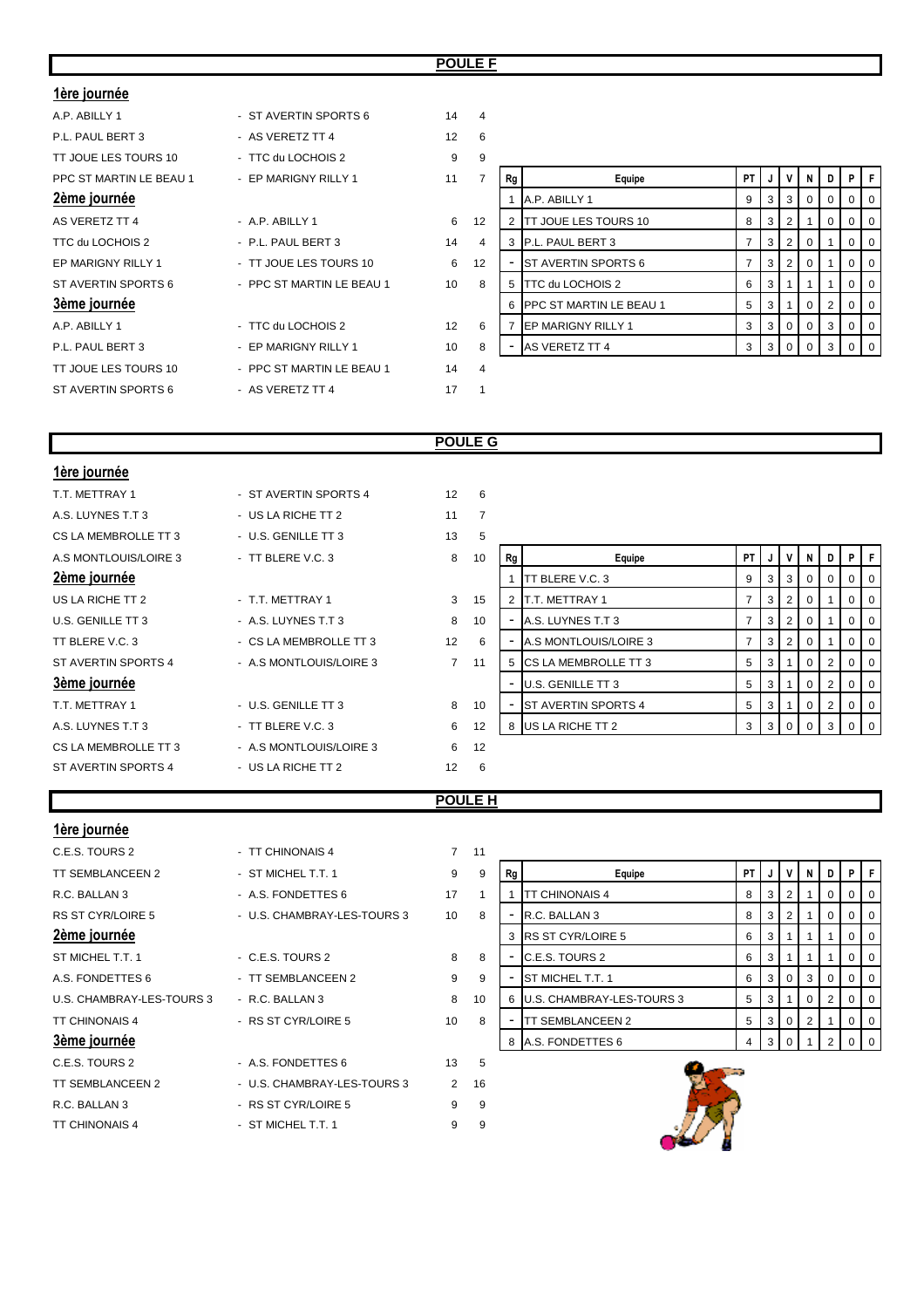## POULE F

**1ère journée**

| | | | |
|---|---|---|---|
| A.P. ABILLY 1 | - ST AVERTIN SPORTS 6 | 14 | 4 |
| P.L. PAUL BERT 3 | - AS VERETZ TT 4 | 12 | 6 |
| TT JOUE LES TOURS 10 | - TTC du LOCHOIS 2 | 9 | 9 |
| PPC ST MARTIN LE BEAU 1 | - EP MARIGNY RILLY 1 | 11 | 7 |

**2ème journée**

| | | | |
|---|---|---|---|
| AS VERETZ TT 4 | - A.P. ABILLY 1 | 6 | 12 |
| TTC du LOCHOIS 2 | - P.L. PAUL BERT 3 | 14 | 4 |
| EP MARIGNY RILLY 1 | - TT JOUE LES TOURS 10 | 6 | 12 |
| ST AVERTIN SPORTS 6 | - PPC ST MARTIN LE BEAU 1 | 10 | 8 |

**3ème journée**

| | | | |
|---|---|---|---|
| A.P. ABILLY 1 | - TTC du LOCHOIS 2 | 12 | 6 |
| P.L. PAUL BERT 3 | - EP MARIGNY RILLY 1 | 10 | 8 |
| TT JOUE LES TOURS 10 | - PPC ST MARTIN LE BEAU 1 | 14 | 4 |
| ST AVERTIN SPORTS 6 | - AS VERETZ TT 4 | 17 | 1 |

| Rg | Equipe | PT | J | V | N | D | P | F |
|---|---|---|---|---|---|---|---|---|
| 1 | A.P. ABILLY 1 | 9 | 3 | 3 | 0 | 0 | 0 | 0 |
| 2 | TT JOUE LES TOURS 10 | 8 | 3 | 2 | 1 | 0 | 0 | 0 |
| 3 | P.L. PAUL BERT 3 | 7 | 3 | 2 | 0 | 1 | 0 | 0 |
| - | ST AVERTIN SPORTS 6 | 7 | 3 | 2 | 0 | 1 | 0 | 0 |
| 5 | TTC du LOCHOIS 2 | 6 | 3 | 1 | 1 | 1 | 0 | 0 |
| 6 | PPC ST MARTIN LE BEAU 1 | 5 | 3 | 1 | 0 | 2 | 0 | 0 |
| 7 | EP MARIGNY RILLY 1 | 3 | 3 | 0 | 0 | 3 | 0 | 0 |
| - | AS VERETZ TT 4 | 3 | 3 | 0 | 0 | 3 | 0 | 0 |

## POULE G

**1ère journée**

| | | | |
|---|---|---|---|
| T.T. METTRAY 1 | - ST AVERTIN SPORTS 4 | 12 | 6 |
| A.S. LUYNES T.T 3 | - US LA RICHE TT 2 | 11 | 7 |
| CS LA MEMBROLLE TT 3 | - U.S. GENILLE TT 3 | 13 | 5 |
| A.S MONTLOUIS/LOIRE 3 | - TT BLERE V.C. 3 | 8 | 10 |

**2ème journée**

| | | | |
|---|---|---|---|
| US LA RICHE TT 2 | - T.T. METTRAY 1 | 3 | 15 |
| U.S. GENILLE TT 3 | - A.S. LUYNES T.T 3 | 8 | 10 |
| TT BLERE V.C. 3 | - CS LA MEMBROLLE TT 3 | 12 | 6 |
| ST AVERTIN SPORTS 4 | - A.S MONTLOUIS/LOIRE 3 | 7 | 11 |

**3ème journée**

| | | | |
|---|---|---|---|
| T.T. METTRAY 1 | - U.S. GENILLE TT 3 | 8 | 10 |
| A.S. LUYNES T.T 3 | - TT BLERE V.C. 3 | 6 | 12 |
| CS LA MEMBROLLE TT 3 | - A.S MONTLOUIS/LOIRE 3 | 6 | 12 |
| ST AVERTIN SPORTS 4 | - US LA RICHE TT 2 | 12 | 6 |

| Rg | Equipe | PT | J | V | N | D | P | F |
|---|---|---|---|---|---|---|---|---|
| 1 | TT BLERE V.C. 3 | 9 | 3 | 3 | 0 | 0 | 0 | 0 |
| 2 | T.T. METTRAY 1 | 7 | 3 | 2 | 0 | 1 | 0 | 0 |
| - | A.S. LUYNES T.T 3 | 7 | 3 | 2 | 0 | 1 | 0 | 0 |
| - | A.S MONTLOUIS/LOIRE 3 | 7 | 3 | 2 | 0 | 1 | 0 | 0 |
| 5 | CS LA MEMBROLLE TT 3 | 5 | 3 | 1 | 0 | 2 | 0 | 0 |
| - | U.S. GENILLE TT 3 | 5 | 3 | 1 | 0 | 2 | 0 | 0 |
| - | ST AVERTIN SPORTS 4 | 5 | 3 | 1 | 0 | 2 | 0 | 0 |
| 8 | US LA RICHE TT 2 | 3 | 3 | 0 | 0 | 3 | 0 | 0 |

## POULE H

**1ère journée**

| | | | |
|---|---|---|---|
| C.E.S. TOURS 2 | - TT CHINONAIS 4 | 7 | 11 |
| TT SEMBLANCEEN 2 | - ST MICHEL T.T. 1 | 9 | 9 |
| R.C. BALLAN 3 | - A.S. FONDETTES 6 | 17 | 1 |
| RS ST CYR/LOIRE 5 | - U.S. CHAMBRAY-LES-TOURS 3 | 10 | 8 |

**2ème journée**

| | | | |
|---|---|---|---|
| ST MICHEL T.T. 1 | - C.E.S. TOURS 2 | 8 | 8 |
| A.S. FONDETTES 6 | - TT SEMBLANCEEN 2 | 9 | 9 |
| U.S. CHAMBRAY-LES-TOURS 3 | - R.C. BALLAN 3 | 8 | 10 |
| TT CHINONAIS 4 | - RS ST CYR/LOIRE 5 | 10 | 8 |

**3ème journée**

| | | | |
|---|---|---|---|
| C.E.S. TOURS 2 | - A.S. FONDETTES 6 | 13 | 5 |
| TT SEMBLANCEEN 2 | - U.S. CHAMBRAY-LES-TOURS 3 | 2 | 16 |
| R.C. BALLAN 3 | - RS ST CYR/LOIRE 5 | 9 | 9 |
| TT CHINONAIS 4 | - ST MICHEL T.T. 1 | 9 | 9 |

| Rg | Equipe | PT | J | V | N | D | P | F |
|---|---|---|---|---|---|---|---|---|
| 1 | TT CHINONAIS 4 | 8 | 3 | 2 | 1 | 0 | 0 | 0 |
| - | R.C. BALLAN 3 | 8 | 3 | 2 | 1 | 0 | 0 | 0 |
| 3 | RS ST CYR/LOIRE 5 | 6 | 3 | 1 | 1 | 1 | 0 | 0 |
| - | C.E.S. TOURS 2 | 6 | 3 | 1 | 1 | 1 | 0 | 0 |
| - | ST MICHEL T.T. 1 | 6 | 3 | 0 | 3 | 0 | 0 | 0 |
| 6 | U.S. CHAMBRAY-LES-TOURS 3 | 5 | 3 | 1 | 0 | 2 | 0 | 0 |
| - | TT SEMBLANCEEN 2 | 5 | 3 | 0 | 2 | 1 | 0 | 0 |
| 8 | A.S. FONDETTES 6 | 4 | 3 | 0 | 1 | 2 | 0 | 0 |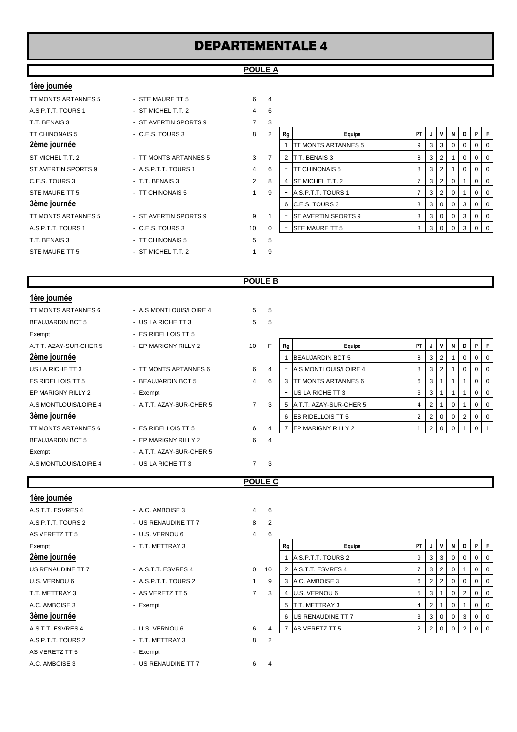# DEPARTEMENTALE 4

## POULE A

### 1ère journée

| | | | |
|---|---|---|---|
| TT MONTS ARTANNES 5 | - STE MAURE TT 5 | 6 | 4 |
| A.S.P.T.T. TOURS 1 | - ST MICHEL T.T. 2 | 4 | 6 |
| T.T. BENAIS 3 | - ST AVERTIN SPORTS 9 | 7 | 3 |
| TT CHINONAIS 5 | - C.E.S. TOURS 3 | 8 | 2 |

### 2ème journée

| | | | |
|---|---|---|---|
| ST MICHEL T.T. 2 | - TT MONTS ARTANNES 5 | 3 | 7 |
| ST AVERTIN SPORTS 9 | - A.S.P.T.T. TOURS 1 | 4 | 6 |
| C.E.S. TOURS 3 | - T.T. BENAIS 3 | 2 | 8 |
| STE MAURE TT 5 | - TT CHINONAIS 5 | 1 | 9 |

### 3ème journée

| | | | |
|---|---|---|---|
| TT MONTS ARTANNES 5 | - ST AVERTIN SPORTS 9 | 9 | 1 |
| A.S.P.T.T. TOURS 1 | - C.E.S. TOURS 3 | 10 | 0 |
| T.T. BENAIS 3 | - TT CHINONAIS 5 | 5 | 5 |
| STE MAURE TT 5 | - ST MICHEL T.T. 2 | 1 | 9 |

| Rg | Equipe | PT | J | V | N | D | P | F |
|---|---|---|---|---|---|---|---|---|
| 1 | TT MONTS ARTANNES 5 | 9 | 3 | 3 | 0 | 0 | 0 | 0 |
| 2 | T.T. BENAIS 3 | 8 | 3 | 2 | 1 | 0 | 0 | 0 |
| - | TT CHINONAIS 5 | 8 | 3 | 2 | 1 | 0 | 0 | 0 |
| 4 | ST MICHEL T.T. 2 | 7 | 3 | 2 | 0 | 1 | 0 | 0 |
| - | A.S.P.T.T. TOURS 1 | 7 | 3 | 2 | 0 | 1 | 0 | 0 |
| 6 | C.E.S. TOURS 3 | 3 | 3 | 0 | 0 | 3 | 0 | 0 |
| - | ST AVERTIN SPORTS 9 | 3 | 3 | 0 | 0 | 3 | 0 | 0 |
| - | STE MAURE TT 5 | 3 | 3 | 0 | 0 | 3 | 0 | 0 |

## POULE B

### 1ère journée

| | | | |
|---|---|---|---|
| TT MONTS ARTANNES 6 | - A.S MONTLOUIS/LOIRE 4 | 5 | 5 |
| BEAUJARDIN BCT 5 | - US LA RICHE TT 3 | 5 | 5 |
| Exempt | - ES RIDELLOIS TT 5 | | |
| A.T.T. AZAY-SUR-CHER 5 | - EP MARIGNY RILLY 2 | 10 | F |

### 2ème journée

| | | | |
|---|---|---|---|
| US LA RICHE TT 3 | - TT MONTS ARTANNES 6 | 6 | 4 |
| ES RIDELLOIS TT 5 | - BEAUJARDIN BCT 5 | 4 | 6 |
| EP MARIGNY RILLY 2 | - Exempt | | |
| A.S MONTLOUIS/LOIRE 4 | - A.T.T. AZAY-SUR-CHER 5 | 7 | 3 |

### 3ème journée

| | | | |
|---|---|---|---|
| TT MONTS ARTANNES 6 | - ES RIDELLOIS TT 5 | 6 | 4 |
| BEAUJARDIN BCT 5 | - EP MARIGNY RILLY 2 | 6 | 4 |
| Exempt | - A.T.T. AZAY-SUR-CHER 5 | | |
| A.S MONTLOUIS/LOIRE 4 | - US LA RICHE TT 3 | 7 | 3 |

| Rg | Equipe | PT | J | V | N | D | P | F |
|---|---|---|---|---|---|---|---|---|
| 1 | BEAUJARDIN BCT 5 | 8 | 3 | 2 | 1 | 0 | 0 | 0 |
| - | A.S MONTLOUIS/LOIRE 4 | 8 | 3 | 2 | 1 | 0 | 0 | 0 |
| 3 | TT MONTS ARTANNES 6 | 6 | 3 | 1 | 1 | 1 | 0 | 0 |
| - | US LA RICHE TT 3 | 6 | 3 | 1 | 1 | 1 | 0 | 0 |
| 5 | A.T.T. AZAY-SUR-CHER 5 | 4 | 2 | 1 | 0 | 1 | 0 | 0 |
| 6 | ES RIDELLOIS TT 5 | 2 | 2 | 0 | 0 | 2 | 0 | 0 |
| 7 | EP MARIGNY RILLY 2 | 1 | 2 | 0 | 0 | 1 | 0 | 1 |

## POULE C

### 1ère journée

| | | | |
|---|---|---|---|
| A.S.T.T. ESVRES 4 | - A.C. AMBOISE 3 | 4 | 6 |
| A.S.P.T.T. TOURS 2 | - US RENAUDINE TT 7 | 8 | 2 |
| AS VERETZ TT 5 | - U.S. VERNOU 6 | 4 | 6 |
| Exempt | - T.T. METTRAY 3 | | |

### 2ème journée

| | | | |
|---|---|---|---|
| US RENAUDINE TT 7 | - A.S.T.T. ESVRES 4 | 0 | 10 |
| U.S. VERNOU 6 | - A.S.P.T.T. TOURS 2 | 1 | 9 |
| T.T. METTRAY 3 | - AS VERETZ TT 5 | 7 | 3 |
| A.C. AMBOISE 3 | - Exempt | | |

### 3ème journée

| | | | |
|---|---|---|---|
| A.S.T.T. ESVRES 4 | - U.S. VERNOU 6 | 6 | 4 |
| A.S.P.T.T. TOURS 2 | - T.T. METTRAY 3 | 8 | 2 |
| AS VERETZ TT 5 | - Exempt | | |
| A.C. AMBOISE 3 | - US RENAUDINE TT 7 | 6 | 4 |

| Rg | Equipe | PT | J | V | N | D | P | F |
|---|---|---|---|---|---|---|---|---|
| 1 | A.S.P.T.T. TOURS 2 | 9 | 3 | 3 | 0 | 0 | 0 | 0 |
| 2 | A.S.T.T. ESVRES 4 | 7 | 3 | 2 | 0 | 1 | 0 | 0 |
| 3 | A.C. AMBOISE 3 | 6 | 2 | 2 | 0 | 0 | 0 | 0 |
| 4 | U.S. VERNOU 6 | 5 | 3 | 1 | 0 | 2 | 0 | 0 |
| 5 | T.T. METTRAY 3 | 4 | 2 | 1 | 0 | 1 | 0 | 0 |
| 6 | US RENAUDINE TT 7 | 3 | 3 | 0 | 0 | 3 | 0 | 0 |
| 7 | AS VERETZ TT 5 | 2 | 2 | 0 | 0 | 2 | 0 | 0 |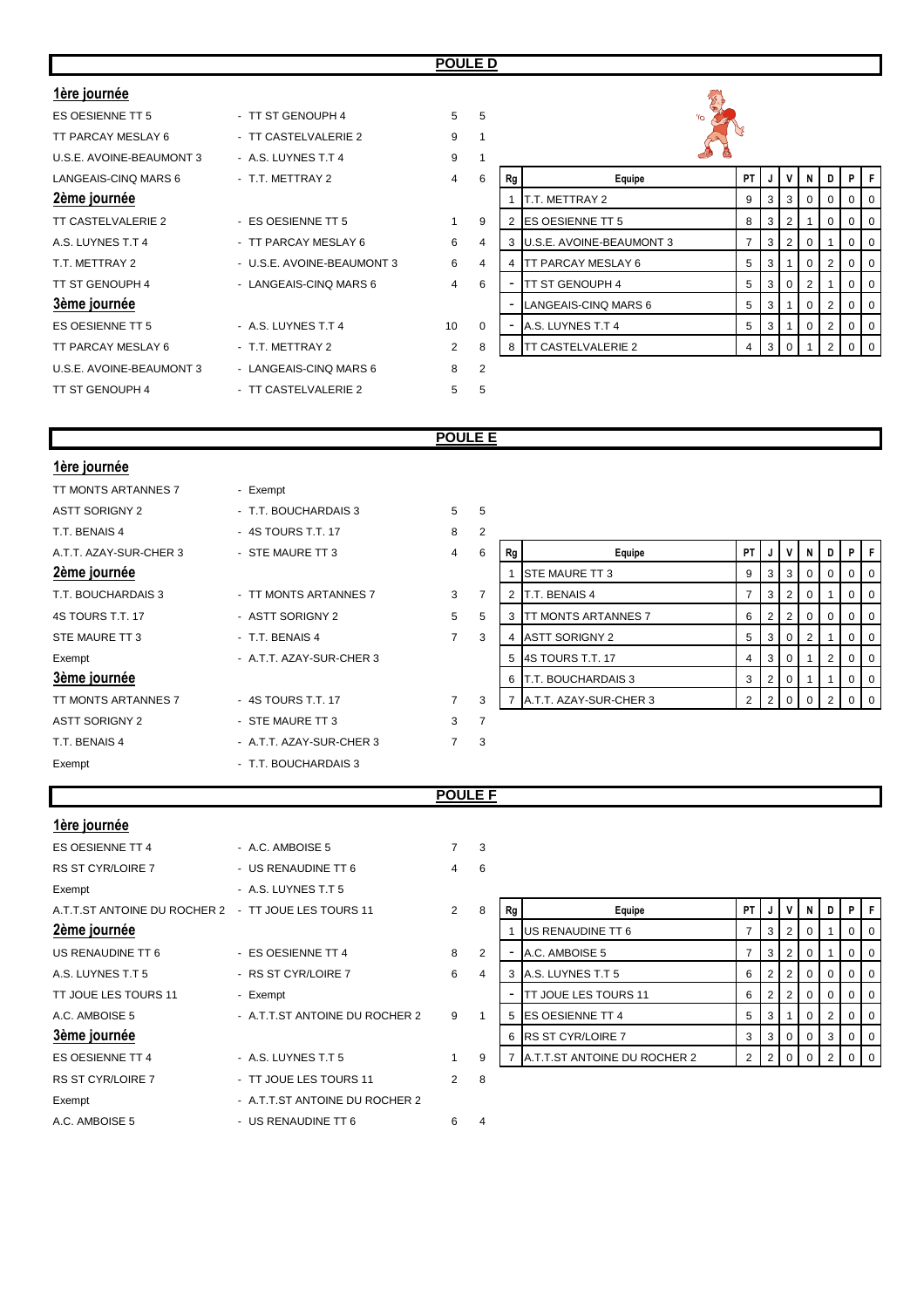## POULE D

**1ère journée**

| | | | |
|---|---|---|---|
| ES OESIENNE TT 5 | - TT ST GENOUPH 4 | 5 | 5 |
| TT PARCAY MESLAY 6 | - TT CASTELVALERIE 2 | 9 | 1 |
| U.S.E. AVOINE-BEAUMONT 3 | - A.S. LUYNES T.T 4 | 9 | 1 |
| LANGEAIS-CINQ MARS 6 | - T.T. METTRAY 2 | 4 | 6 |

**2ème journée**

| | | | |
|---|---|---|---|
| TT CASTELVALERIE 2 | - ES OESIENNE TT 5 | 1 | 9 |
| A.S. LUYNES T.T 4 | - TT PARCAY MESLAY 6 | 6 | 4 |
| T.T. METTRAY 2 | - U.S.E. AVOINE-BEAUMONT 3 | 6 | 4 |
| TT ST GENOUPH 4 | - LANGEAIS-CINQ MARS 6 | 4 | 6 |

**3ème journée**

| | | | |
|---|---|---|---|
| ES OESIENNE TT 5 | - A.S. LUYNES T.T 4 | 10 | 0 |
| TT PARCAY MESLAY 6 | - T.T. METTRAY 2 | 2 | 8 |
| U.S.E. AVOINE-BEAUMONT 3 | - LANGEAIS-CINQ MARS 6 | 8 | 2 |
| TT ST GENOUPH 4 | - TT CASTELVALERIE 2 | 5 | 5 |

| Rg | Equipe | PT | J | V | N | D | P | F |
|---|---|---|---|---|---|---|---|---|
| 1 | T.T. METTRAY 2 | 9 | 3 | 3 | 0 | 0 | 0 | 0 |
| 2 | ES OESIENNE TT 5 | 8 | 3 | 2 | 1 | 0 | 0 | 0 |
| 3 | U.S.E. AVOINE-BEAUMONT 3 | 7 | 3 | 2 | 0 | 1 | 0 | 0 |
| 4 | TT PARCAY MESLAY 6 | 5 | 3 | 1 | 0 | 2 | 0 | 0 |
| - | TT ST GENOUPH 4 | 5 | 3 | 0 | 2 | 1 | 0 | 0 |
| - | LANGEAIS-CINQ MARS 6 | 5 | 3 | 1 | 0 | 2 | 0 | 0 |
| - | A.S. LUYNES T.T 4 | 5 | 3 | 1 | 0 | 2 | 0 | 0 |
| 8 | TT CASTELVALERIE 2 | 4 | 3 | 0 | 1 | 2 | 0 | 0 |

## POULE E

**1ère journée**

| | | | |
|---|---|---|---|
| TT MONTS ARTANNES 7 | - Exempt | | |
| ASTT SORIGNY 2 | - T.T. BOUCHARDAIS 3 | 5 | 5 |
| T.T. BENAIS 4 | - 4S TOURS T.T. 17 | 8 | 2 |
| A.T.T. AZAY-SUR-CHER 3 | - STE MAURE TT 3 | 4 | 6 |

**2ème journée**

| | | | |
|---|---|---|---|
| T.T. BOUCHARDAIS 3 | - TT MONTS ARTANNES 7 | 3 | 7 |
| 4S TOURS T.T. 17 | - ASTT SORIGNY 2 | 5 | 5 |
| STE MAURE TT 3 | - T.T. BENAIS 4 | 7 | 3 |
| Exempt | - A.T.T. AZAY-SUR-CHER 3 | | |

**3ème journée**

| | | | |
|---|---|---|---|
| TT MONTS ARTANNES 7 | - 4S TOURS T.T. 17 | 7 | 3 |
| ASTT SORIGNY 2 | - STE MAURE TT 3 | 3 | 7 |
| T.T. BENAIS 4 | - A.T.T. AZAY-SUR-CHER 3 | 7 | 3 |
| Exempt | - T.T. BOUCHARDAIS 3 | | |

| Rg | Equipe | PT | J | V | N | D | P | F |
|---|---|---|---|---|---|---|---|---|
| 1 | STE MAURE TT 3 | 9 | 3 | 3 | 0 | 0 | 0 | 0 |
| 2 | T.T. BENAIS 4 | 7 | 3 | 2 | 0 | 1 | 0 | 0 |
| 3 | TT MONTS ARTANNES 7 | 6 | 2 | 2 | 0 | 0 | 0 | 0 |
| 4 | ASTT SORIGNY 2 | 5 | 3 | 0 | 2 | 1 | 0 | 0 |
| 5 | 4S TOURS T.T. 17 | 4 | 3 | 0 | 1 | 2 | 0 | 0 |
| 6 | T.T. BOUCHARDAIS 3 | 3 | 2 | 0 | 1 | 1 | 0 | 0 |
| 7 | A.T.T. AZAY-SUR-CHER 3 | 2 | 2 | 0 | 0 | 2 | 0 | 0 |

## POULE F

**1ère journée**

| | | | |
|---|---|---|---|
| ES OESIENNE TT 4 | - A.C. AMBOISE 5 | 7 | 3 |
| RS ST CYR/LOIRE 7 | - US RENAUDINE TT 6 | 4 | 6 |
| Exempt | - A.S. LUYNES T.T 5 | | |
| A.T.T.ST ANTOINE DU ROCHER 2 | - TT JOUE LES TOURS 11 | 2 | 8 |

**2ème journée**

| | | | |
|---|---|---|---|
| US RENAUDINE TT 6 | - ES OESIENNE TT 4 | 8 | 2 |
| A.S. LUYNES T.T 5 | - RS ST CYR/LOIRE 7 | 6 | 4 |
| TT JOUE LES TOURS 11 | - Exempt | | |
| A.C. AMBOISE 5 | - A.T.T.ST ANTOINE DU ROCHER 2 | 9 | 1 |

**3ème journée**

| | | | |
|---|---|---|---|
| ES OESIENNE TT 4 | - A.S. LUYNES T.T 5 | 1 | 9 |
| RS ST CYR/LOIRE 7 | - TT JOUE LES TOURS 11 | 2 | 8 |
| Exempt | - A.T.T.ST ANTOINE DU ROCHER 2 | | |
| A.C. AMBOISE 5 | - US RENAUDINE TT 6 | 6 | 4 |

| Rg | Equipe | PT | J | V | N | D | P | F |
|---|---|---|---|---|---|---|---|---|
| 1 | US RENAUDINE TT 6 | 7 | 3 | 2 | 0 | 1 | 0 | 0 |
| - | A.C. AMBOISE 5 | 7 | 3 | 2 | 0 | 1 | 0 | 0 |
| 3 | A.S. LUYNES T.T 5 | 6 | 2 | 2 | 0 | 0 | 0 | 0 |
| - | TT JOUE LES TOURS 11 | 6 | 2 | 2 | 0 | 0 | 0 | 0 |
| 5 | ES OESIENNE TT 4 | 5 | 3 | 1 | 0 | 2 | 0 | 0 |
| 6 | RS ST CYR/LOIRE 7 | 3 | 3 | 0 | 0 | 3 | 0 | 0 |
| 7 | A.T.T.ST ANTOINE DU ROCHER 2 | 2 | 2 | 0 | 0 | 2 | 0 | 0 |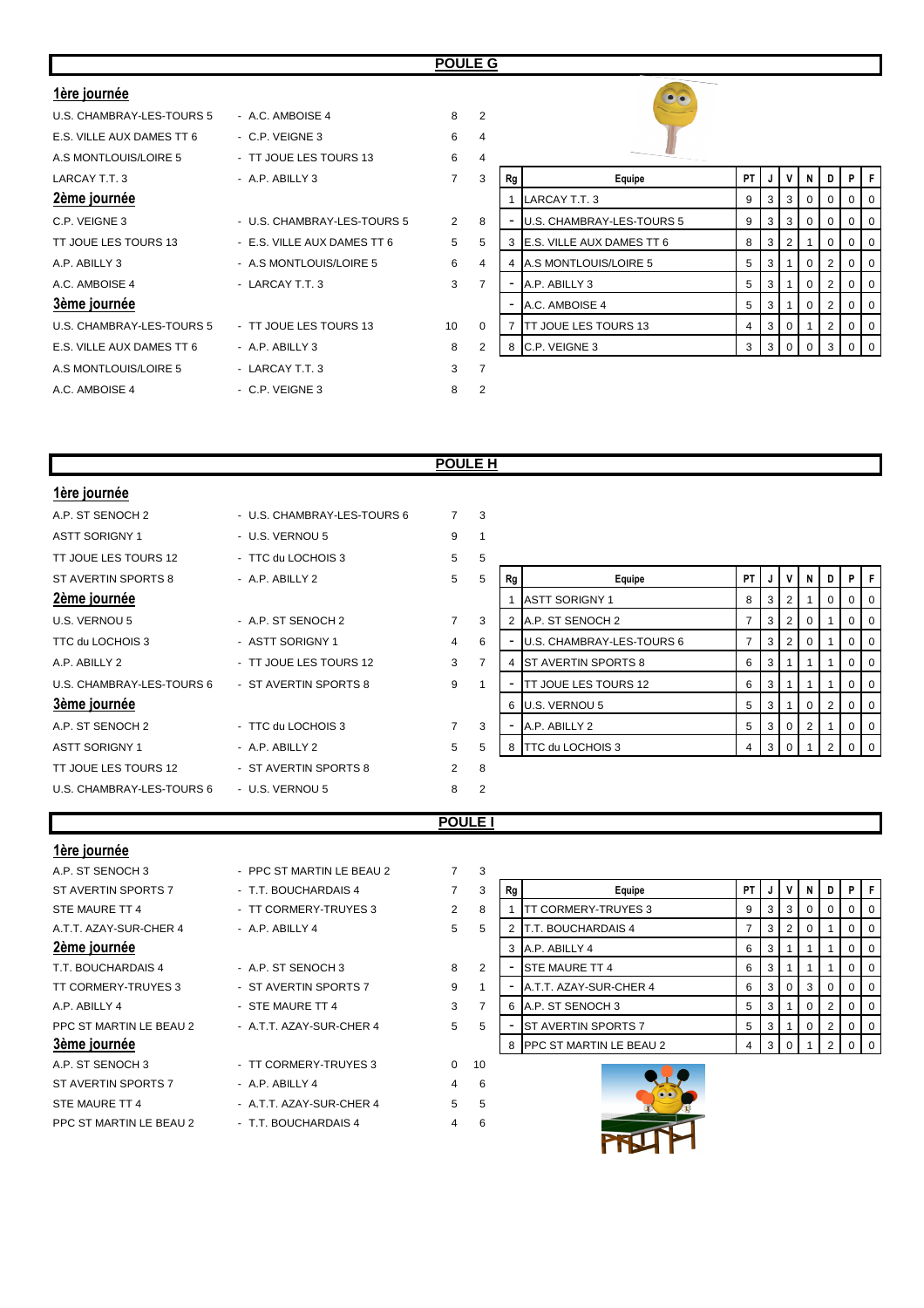## POULE G

**1ère journée**

| | | | |
|---|---|---|---|
| U.S. CHAMBRAY-LES-TOURS 5 | - A.C. AMBOISE 4 | 8 | 2 |
| E.S. VILLE AUX DAMES TT 6 | - C.P. VEIGNE 3 | 6 | 4 |
| A.S MONTLOUIS/LOIRE 5 | - TT JOUE LES TOURS 13 | 6 | 4 |
| LARCAY T.T. 3 | - A.P. ABILLY 3 | 7 | 3 |

**2ème journée**

| | | | |
|---|---|---|---|
| C.P. VEIGNE 3 | - U.S. CHAMBRAY-LES-TOURS 5 | 2 | 8 |
| TT JOUE LES TOURS 13 | - E.S. VILLE AUX DAMES TT 6 | 5 | 5 |
| A.P. ABILLY 3 | - A.S MONTLOUIS/LOIRE 5 | 6 | 4 |
| A.C. AMBOISE 4 | - LARCAY T.T. 3 | 3 | 7 |

**3ème journée**

| | | | |
|---|---|---|---|
| U.S. CHAMBRAY-LES-TOURS 5 | - TT JOUE LES TOURS 13 | 10 | 0 |
| E.S. VILLE AUX DAMES TT 6 | - A.P. ABILLY 3 | 8 | 2 |
| A.S MONTLOUIS/LOIRE 5 | - LARCAY T.T. 3 | 3 | 7 |
| A.C. AMBOISE 4 | - C.P. VEIGNE 3 | 8 | 2 |

| Rg | Equipe | PT | J | V | N | D | P | F |
|---|---|---|---|---|---|---|---|---|
| 1 | LARCAY T.T. 3 | 9 | 3 | 3 | 0 | 0 | 0 | 0 |
| - | U.S. CHAMBRAY-LES-TOURS 5 | 9 | 3 | 3 | 0 | 0 | 0 | 0 |
| 3 | E.S. VILLE AUX DAMES TT 6 | 8 | 3 | 2 | 1 | 0 | 0 | 0 |
| 4 | A.S MONTLOUIS/LOIRE 5 | 5 | 3 | 1 | 0 | 2 | 0 | 0 |
| - | A.P. ABILLY 3 | 5 | 3 | 1 | 0 | 2 | 0 | 0 |
| - | A.C. AMBOISE 4 | 5 | 3 | 1 | 0 | 2 | 0 | 0 |
| 7 | TT JOUE LES TOURS 13 | 4 | 3 | 0 | 1 | 2 | 0 | 0 |
| 8 | C.P. VEIGNE 3 | 3 | 3 | 0 | 0 | 3 | 0 | 0 |

## POULE H

**1ère journée**

| | | | |
|---|---|---|---|
| A.P. ST SENOCH 2 | - U.S. CHAMBRAY-LES-TOURS 6 | 7 | 3 |
| ASTT SORIGNY 1 | - U.S. VERNOU 5 | 9 | 1 |
| TT JOUE LES TOURS 12 | - TTC du LOCHOIS 3 | 5 | 5 |
| ST AVERTIN SPORTS 8 | - A.P. ABILLY 2 | 5 | 5 |

**2ème journée**

| | | | |
|---|---|---|---|
| U.S. VERNOU 5 | - A.P. ST SENOCH 2 | 7 | 3 |
| TTC du LOCHOIS 3 | - ASTT SORIGNY 1 | 4 | 6 |
| A.P. ABILLY 2 | - TT JOUE LES TOURS 12 | 3 | 7 |
| U.S. CHAMBRAY-LES-TOURS 6 | - ST AVERTIN SPORTS 8 | 9 | 1 |

**3ème journée**

| | | | |
|---|---|---|---|
| A.P. ST SENOCH 2 | - TTC du LOCHOIS 3 | 7 | 3 |
| ASTT SORIGNY 1 | - A.P. ABILLY 2 | 5 | 5 |
| TT JOUE LES TOURS 12 | - ST AVERTIN SPORTS 8 | 2 | 8 |
| U.S. CHAMBRAY-LES-TOURS 6 | - U.S. VERNOU 5 | 8 | 2 |

| Rg | Equipe | PT | J | V | N | D | P | F |
|---|---|---|---|---|---|---|---|---|
| 1 | ASTT SORIGNY 1 | 8 | 3 | 2 | 1 | 0 | 0 | 0 |
| 2 | A.P. ST SENOCH 2 | 7 | 3 | 2 | 0 | 1 | 0 | 0 |
| - | U.S. CHAMBRAY-LES-TOURS 6 | 7 | 3 | 2 | 0 | 1 | 0 | 0 |
| 4 | ST AVERTIN SPORTS 8 | 6 | 3 | 1 | 1 | 1 | 0 | 0 |
| - | TT JOUE LES TOURS 12 | 6 | 3 | 1 | 1 | 1 | 0 | 0 |
| 6 | U.S. VERNOU 5 | 5 | 3 | 1 | 0 | 2 | 0 | 0 |
| - | A.P. ABILLY 2 | 5 | 3 | 0 | 2 | 1 | 0 | 0 |
| 8 | TTC du LOCHOIS 3 | 4 | 3 | 0 | 1 | 2 | 0 | 0 |

## POULE I

**1ère journée**

| | | | |
|---|---|---|---|
| A.P. ST SENOCH 3 | - PPC ST MARTIN LE BEAU 2 | 7 | 3 |
| ST AVERTIN SPORTS 7 | - T.T. BOUCHARDAIS 4 | 7 | 3 |
| STE MAURE TT 4 | - TT CORMERY-TRUYES 3 | 2 | 8 |
| A.T.T. AZAY-SUR-CHER 4 | - A.P. ABILLY 4 | 5 | 5 |

**2ème journée**

| | | | |
|---|---|---|---|
| T.T. BOUCHARDAIS 4 | - A.P. ST SENOCH 3 | 8 | 2 |
| TT CORMERY-TRUYES 3 | - ST AVERTIN SPORTS 7 | 9 | 1 |
| A.P. ABILLY 4 | - STE MAURE TT 4 | 3 | 7 |
| PPC ST MARTIN LE BEAU 2 | - A.T.T. AZAY-SUR-CHER 4 | 5 | 5 |

**3ème journée**

| | | | |
|---|---|---|---|
| A.P. ST SENOCH 3 | - TT CORMERY-TRUYES 3 | 0 | 10 |
| ST AVERTIN SPORTS 7 | - A.P. ABILLY 4 | 4 | 6 |
| STE MAURE TT 4 | - A.T.T. AZAY-SUR-CHER 4 | 5 | 5 |
| PPC ST MARTIN LE BEAU 2 | - T.T. BOUCHARDAIS 4 | 4 | 6 |

| Rg | Equipe | PT | J | V | N | D | P | F |
|---|---|---|---|---|---|---|---|---|
| 1 | TT CORMERY-TRUYES 3 | 9 | 3 | 3 | 0 | 0 | 0 | 0 |
| 2 | T.T. BOUCHARDAIS 4 | 7 | 3 | 2 | 0 | 1 | 0 | 0 |
| 3 | A.P. ABILLY 4 | 6 | 3 | 1 | 1 | 1 | 0 | 0 |
| - | STE MAURE TT 4 | 6 | 3 | 1 | 1 | 1 | 0 | 0 |
| - | A.T.T. AZAY-SUR-CHER 4 | 6 | 3 | 0 | 3 | 0 | 0 | 0 |
| 6 | A.P. ST SENOCH 3 | 5 | 3 | 1 | 0 | 2 | 0 | 0 |
| - | ST AVERTIN SPORTS 7 | 5 | 3 | 1 | 0 | 2 | 0 | 0 |
| 8 | PPC ST MARTIN LE BEAU 2 | 4 | 3 | 0 | 1 | 2 | 0 | 0 |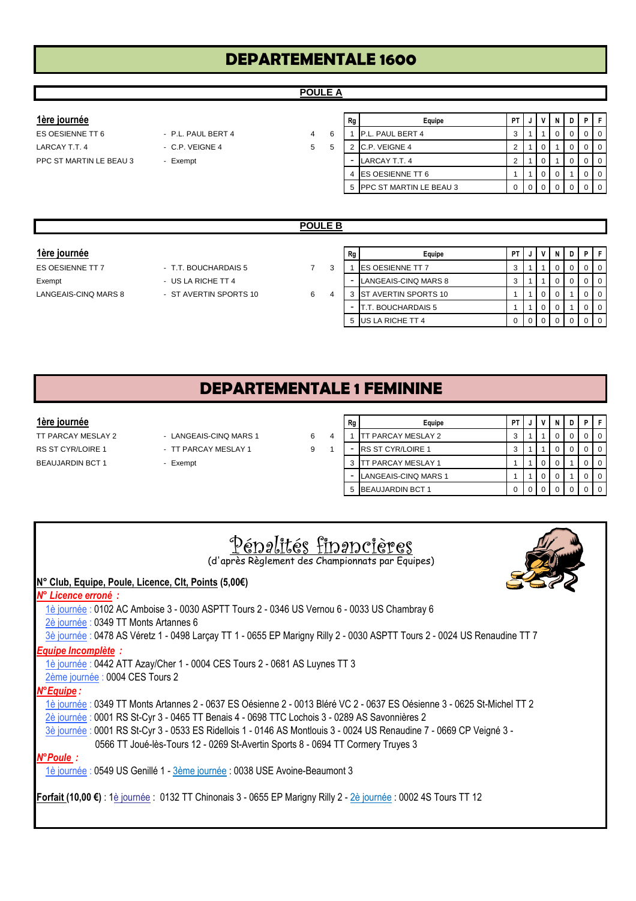# DEPARTEMENTALE 1600

## POULE A

**1ère journée**

| | | | |
|---|---|---|---|
| ES OESIENNE TT 6 | - P.L. PAUL BERT 4 | 4 | 6 |
| LARCAY T.T. 4 | - C.P. VEIGNE 4 | 5 | 5 |
| PPC ST MARTIN LE BEAU 3 | - Exempt | | |

| Rg | Equipe | PT | J | V | N | D | P | F |
|---|---|---|---|---|---|---|---|---|
| 1 | P.L. PAUL BERT 4 | 3 | 1 | 1 | 0 | 0 | 0 | 0 |
| 2 | C.P. VEIGNE 4 | 2 | 1 | 0 | 1 | 0 | 0 | 0 |
| - | LARCAY T.T. 4 | 2 | 1 | 0 | 1 | 0 | 0 | 0 |
| 4 | ES OESIENNE TT 6 | 1 | 1 | 0 | 0 | 1 | 0 | 0 |
| 5 | PPC ST MARTIN LE BEAU 3 | 0 | 0 | 0 | 0 | 0 | 0 | 0 |

## POULE B

**1ère journée**

| | | | |
|---|---|---|---|
| ES OESIENNE TT 7 | - T.T. BOUCHARDAIS 5 | 7 | 3 |
| Exempt | - US LA RICHE TT 4 | | |
| LANGEAIS-CINQ MARS 8 | - ST AVERTIN SPORTS 10 | 6 | 4 |

| Rg | Equipe | PT | J | V | N | D | P | F |
|---|---|---|---|---|---|---|---|---|
| 1 | ES OESIENNE TT 7 | 3 | 1 | 1 | 0 | 0 | 0 | 0 |
| - | LANGEAIS-CINQ MARS 8 | 3 | 1 | 1 | 0 | 0 | 0 | 0 |
| 3 | ST AVERTIN SPORTS 10 | 1 | 1 | 0 | 0 | 1 | 0 | 0 |
| - | T.T. BOUCHARDAIS 5 | 1 | 1 | 0 | 0 | 1 | 0 | 0 |
| 5 | US LA RICHE TT 4 | 0 | 0 | 0 | 0 | 0 | 0 | 0 |

# DEPARTEMENTALE 1 FEMININE

**1ère journée**

| | | | |
|---|---|---|---|
| TT PARCAY MESLAY 2 | - LANGEAIS-CINQ MARS 1 | 6 | 4 |
| RS ST CYR/LOIRE 1 | - TT PARCAY MESLAY 1 | 9 | 1 |
| BEAUJARDIN BCT 1 | - Exempt | | |

| Rg | Equipe | PT | J | V | N | D | P | F |
|---|---|---|---|---|---|---|---|---|
| 1 | TT PARCAY MESLAY 2 | 3 | 1 | 1 | 0 | 0 | 0 | 0 |
| - | RS ST CYR/LOIRE 1 | 3 | 1 | 1 | 0 | 0 | 0 | 0 |
| 3 | TT PARCAY MESLAY 1 | 1 | 1 | 0 | 0 | 1 | 0 | 0 |
| - | LANGEAIS-CINQ MARS 1 | 1 | 1 | 0 | 0 | 1 | 0 | 0 |
| 5 | BEAUJARDIN BCT 1 | 0 | 0 | 0 | 0 | 0 | 0 | 0 |

## Pénalités financières

(d'après Règlement des Championnats par Equipes)

**N° Club, Equipe, Poule, Licence, Clt, Points (5,00€)**

***N° Licence erroné :***

- 1è journée : 0102 AC Amboise 3 - 0030 ASPTT Tours 2 - 0346 US Vernou 6 - 0033 US Chambray 6
- 2è journée : 0349 TT Monts Artannes 6
- 3è journée : 0478 AS Véretz 1 - 0498 Larçay TT 1 - 0655 EP Marigny Rilly 2 - 0030 ASPTT Tours 2 - 0024 US Renaudine TT 7

***Equipe Incomplète :***

- 1è journée : 0442 ATT Azay/Cher 1 - 0004 CES Tours 2 - 0681 AS Luynes TT 3
- 2ème journée : 0004 CES Tours 2

***N°Equipe :***

- 1è journée : 0349 TT Monts Artannes 2 - 0637 ES Oésienne 2 - 0013 Bléré VC 2 - 0637 ES Oésienne 3 - 0625 St-Michel TT 2
- 2è journée : 0001 RS St-Cyr 3 - 0465 TT Benais 4 - 0698 TTC Lochois 3 - 0289 AS Savonnières 2
- 3è journée : 0001 RS St-Cyr 3 - 0533 ES Ridellois 1 - 0146 AS Montlouis 3 - 0024 US Renaudine 7 - 0669 CP Veigné 3 - 0566 TT Joué-lès-Tours 12 - 0269 St-Avertin Sports 8 - 0694 TT Cormery Truyes 3

***N°Poule :***

- 1è journée : 0549 US Genillé 1 - 3ème journée : 0038 USE Avoine-Beaumont 3

**Forfait (10,00 €)** : 1è journée : 0132 TT Chinonais 3 - 0655 EP Marigny Rilly 2 - 2è journée : 0002 4S Tours TT 12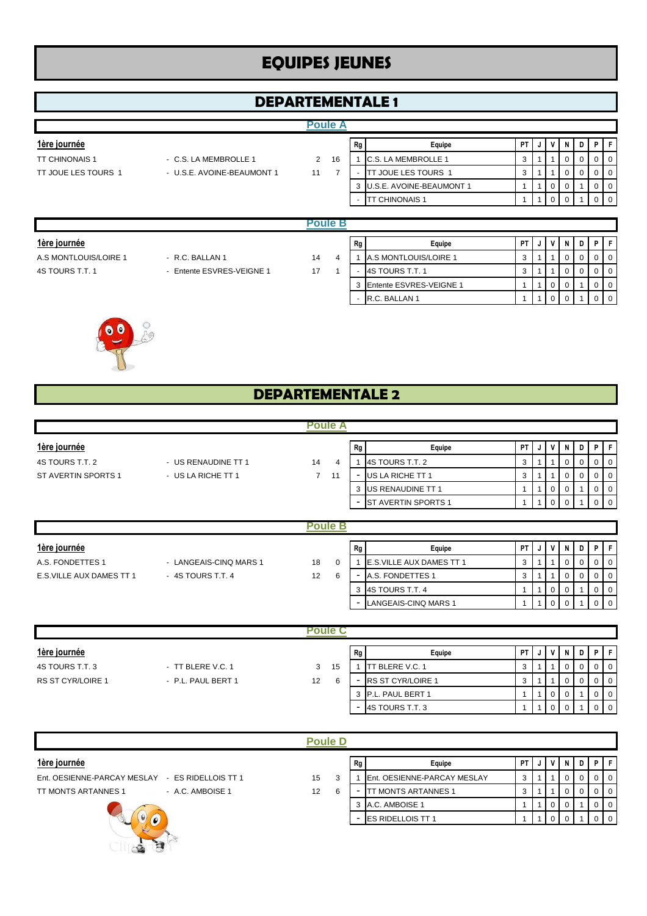# EQUIPES JEUNES

## DEPARTEMENTALE 1

### Poule A

**1ère journée**

| | | | |
|---|---|---|---|
| TT CHINONAIS 1 | - C.S. LA MEMBROLLE 1 | 2 | 16 |
| TT JOUE LES TOURS 1 | - U.S.E. AVOINE-BEAUMONT 1 | 11 | 7 |

| Rg | Equipe | PT | J | V | N | D | P | F |
|---|---|---|---|---|---|---|---|---|
| 1 | C.S. LA MEMBROLLE 1 | 3 | 1 | 1 | 0 | 0 | 0 | 0 |
| - | TT JOUE LES TOURS 1 | 3 | 1 | 1 | 0 | 0 | 0 | 0 |
| 3 | U.S.E. AVOINE-BEAUMONT 1 | 1 | 1 | 0 | 0 | 1 | 0 | 0 |
| - | TT CHINONAIS 1 | 1 | 1 | 0 | 0 | 1 | 0 | 0 |

### Poule B

**1ère journée**

| | | | |
|---|---|---|---|
| A.S MONTLOUIS/LOIRE 1 | - R.C. BALLAN 1 | 14 | 4 |
| 4S TOURS T.T. 1 | - Entente ESVRES-VEIGNE 1 | 17 | 1 |

| Rg | Equipe | PT | J | V | N | D | P | F |
|---|---|---|---|---|---|---|---|---|
| 1 | A.S MONTLOUIS/LOIRE 1 | 3 | 1 | 1 | 0 | 0 | 0 | 0 |
| - | 4S TOURS T.T. 1 | 3 | 1 | 1 | 0 | 0 | 0 | 0 |
| 3 | Entente ESVRES-VEIGNE 1 | 1 | 1 | 0 | 0 | 1 | 0 | 0 |
| - | R.C. BALLAN 1 | 1 | 1 | 0 | 0 | 1 | 0 | 0 |

## DEPARTEMENTALE 2

### Poule A

**1ère journée**

| | | | |
|---|---|---|---|
| 4S TOURS T.T. 2 | - US RENAUDINE TT 1 | 14 | 4 |
| ST AVERTIN SPORTS 1 | - US LA RICHE TT 1 | 7 | 11 |

| Rg | Equipe | PT | J | V | N | D | P | F |
|---|---|---|---|---|---|---|---|---|
| 1 | 4S TOURS T.T. 2 | 3 | 1 | 1 | 0 | 0 | 0 | 0 |
| - | US LA RICHE TT 1 | 3 | 1 | 1 | 0 | 0 | 0 | 0 |
| 3 | US RENAUDINE TT 1 | 1 | 1 | 0 | 0 | 1 | 0 | 0 |
| - | ST AVERTIN SPORTS 1 | 1 | 1 | 0 | 0 | 1 | 0 | 0 |

### Poule B

**1ère journée**

| | | | |
|---|---|---|---|
| A.S. FONDETTES 1 | - LANGEAIS-CINQ MARS 1 | 18 | 0 |
| E.S.VILLE AUX DAMES TT 1 | - 4S TOURS T.T. 4 | 12 | 6 |

| Rg | Equipe | PT | J | V | N | D | P | F |
|---|---|---|---|---|---|---|---|---|
| 1 | E.S.VILLE AUX DAMES TT 1 | 3 | 1 | 1 | 0 | 0 | 0 | 0 |
| - | A.S. FONDETTES 1 | 3 | 1 | 1 | 0 | 0 | 0 | 0 |
| 3 | 4S TOURS T.T. 4 | 1 | 1 | 0 | 0 | 1 | 0 | 0 |
| - | LANGEAIS-CINQ MARS 1 | 1 | 1 | 0 | 0 | 1 | 0 | 0 |

### Poule C

**1ère journée**

| | | | |
|---|---|---|---|
| 4S TOURS T.T. 3 | - TT BLERE V.C. 1 | 3 | 15 |
| RS ST CYR/LOIRE 1 | - P.L. PAUL BERT 1 | 12 | 6 |

| Rg | Equipe | PT | J | V | N | D | P | F |
|---|---|---|---|---|---|---|---|---|
| 1 | TT BLERE V.C. 1 | 3 | 1 | 1 | 0 | 0 | 0 | 0 |
| - | RS ST CYR/LOIRE 1 | 3 | 1 | 1 | 0 | 0 | 0 | 0 |
| 3 | P.L. PAUL BERT 1 | 1 | 1 | 0 | 0 | 1 | 0 | 0 |
| - | 4S TOURS T.T. 3 | 1 | 1 | 0 | 0 | 1 | 0 | 0 |

### Poule D

**1ère journée**

| | | | |
|---|---|---|---|
| Ent. OESIENNE-PARCAY MESLAY | - ES RIDELLOIS TT 1 | 15 | 3 |
| TT MONTS ARTANNES 1 | - A.C. AMBOISE 1 | 12 | 6 |

| Rg | Equipe | PT | J | V | N | D | P | F |
|---|---|---|---|---|---|---|---|---|
| 1 | Ent. OESIENNE-PARCAY MESLAY | 3 | 1 | 1 | 0 | 0 | 0 | 0 |
| - | TT MONTS ARTANNES 1 | 3 | 1 | 1 | 0 | 0 | 0 | 0 |
| 3 | A.C. AMBOISE 1 | 1 | 1 | 0 | 0 | 1 | 0 | 0 |
| - | ES RIDELLOIS TT 1 | 1 | 1 | 0 | 0 | 1 | 0 | 0 |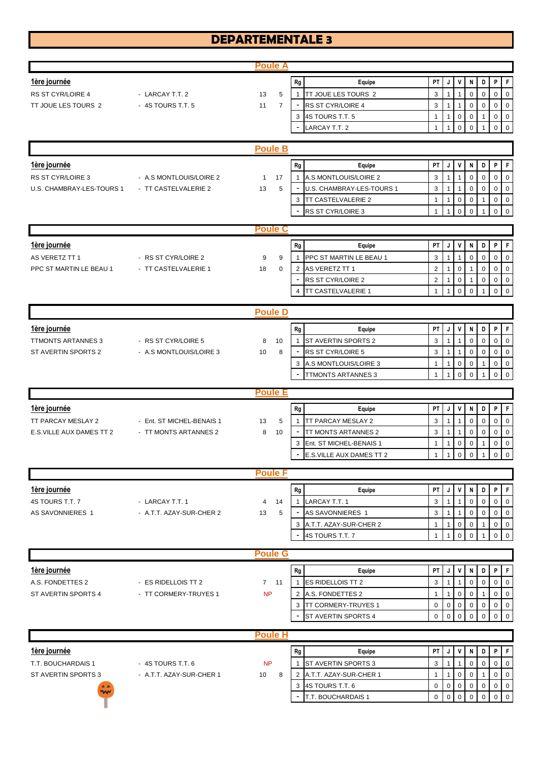# DEPARTEMENTALE 3

## Poule A

**1ère journée**

| | | | |
|---|---|---|---|
| RS ST CYR/LOIRE 4 | - LARCAY T.T. 2 | 13 | 5 |
| TT JOUE LES TOURS 2 | - 4S TOURS T.T. 5 | 11 | 7 |

| Rg | Equipe | PT | J | V | N | D | P | F |
|---|---|---|---|---|---|---|---|---|
| 1 | TT JOUE LES TOURS 2 | 3 | 1 | 1 | 0 | 0 | 0 | 0 |
| - | RS ST CYR/LOIRE 4 | 3 | 1 | 1 | 0 | 0 | 0 | 0 |
| 3 | 4S TOURS T.T. 5 | 1 | 1 | 0 | 0 | 1 | 0 | 0 |
| - | LARCAY T.T. 2 | 1 | 1 | 0 | 0 | 1 | 0 | 0 |

## Poule B

**1ère journée**

| | | | |
|---|---|---|---|
| RS ST CYR/LOIRE 3 | - A.S MONTLOUIS/LOIRE 2 | 1 | 17 |
| U.S. CHAMBRAY-LES-TOURS 1 | - TT CASTELVALERIE 2 | 13 | 5 |

| Rg | Equipe | PT | J | V | N | D | P | F |
|---|---|---|---|---|---|---|---|---|
| 1 | A.S MONTLOUIS/LOIRE 2 | 3 | 1 | 1 | 0 | 0 | 0 | 0 |
| - | U.S. CHAMBRAY-LES-TOURS 1 | 3 | 1 | 1 | 0 | 0 | 0 | 0 |
| 3 | TT CASTELVALERIE 2 | 1 | 1 | 0 | 0 | 1 | 0 | 0 |
| - | RS ST CYR/LOIRE 3 | 1 | 1 | 0 | 0 | 1 | 0 | 0 |

## Poule C

**1ère journée**

| | | | |
|---|---|---|---|
| AS VERETZ TT 1 | - RS ST CYR/LOIRE 2 | 9 | 9 |
| PPC ST MARTIN LE BEAU 1 | - TT CASTELVALERIE 1 | 18 | 0 |

| Rg | Equipe | PT | J | V | N | D | P | F |
|---|---|---|---|---|---|---|---|---|
| 1 | PPC ST MARTIN LE BEAU 1 | 3 | 1 | 1 | 0 | 0 | 0 | 0 |
| 2 | AS VERETZ TT 1 | 2 | 1 | 0 | 1 | 0 | 0 | 0 |
| - | RS ST CYR/LOIRE 2 | 2 | 1 | 0 | 1 | 0 | 0 | 0 |
| 4 | TT CASTELVALERIE 1 | 1 | 1 | 0 | 0 | 1 | 0 | 0 |

## Poule D

**1ère journée**

| | | | |
|---|---|---|---|
| TTMONTS ARTANNES 3 | - RS ST CYR/LOIRE 5 | 8 | 10 |
| ST AVERTIN SPORTS 2 | - A.S MONTLOUIS/LOIRE 3 | 10 | 8 |

| Rg | Equipe | PT | J | V | N | D | P | F |
|---|---|---|---|---|---|---|---|---|
| 1 | ST AVERTIN SPORTS 2 | 3 | 1 | 1 | 0 | 0 | 0 | 0 |
| - | RS ST CYR/LOIRE 5 | 3 | 1 | 1 | 0 | 0 | 0 | 0 |
| 3 | A.S MONTLOUIS/LOIRE 3 | 1 | 1 | 0 | 0 | 1 | 0 | 0 |
| - | TTMONTS ARTANNES 3 | 1 | 1 | 0 | 0 | 1 | 0 | 0 |

## Poule E

**1ère journée**

| | | | |
|---|---|---|---|
| TT PARCAY MESLAY 2 | - Ent. ST MICHEL-BENAIS 1 | 13 | 5 |
| E.S.VILLE AUX DAMES TT 2 | - TT MONTS ARTANNES 2 | 8 | 10 |

| Rg | Equipe | PT | J | V | N | D | P | F |
|---|---|---|---|---|---|---|---|---|
| 1 | TT PARCAY MESLAY 2 | 3 | 1 | 1 | 0 | 0 | 0 | 0 |
| - | TT MONTS ARTANNES 2 | 3 | 1 | 1 | 0 | 0 | 0 | 0 |
| 3 | Ent. ST MICHEL-BENAIS 1 | 1 | 1 | 0 | 0 | 1 | 0 | 0 |
| - | E.S.VILLE AUX DAMES TT 2 | 1 | 1 | 0 | 0 | 1 | 0 | 0 |

## Poule F

**1ère journée**

| | | | |
|---|---|---|---|
| 4S TOURS T.T. 7 | - LARCAY T.T. 1 | 4 | 14 |
| AS SAVONNIERES 1 | - A.T.T. AZAY-SUR-CHER 2 | 13 | 5 |

| Rg | Equipe | PT | J | V | N | D | P | F |
|---|---|---|---|---|---|---|---|---|
| 1 | LARCAY T.T. 1 | 3 | 1 | 1 | 0 | 0 | 0 | 0 |
| - | AS SAVONNIERES 1 | 3 | 1 | 1 | 0 | 0 | 0 | 0 |
| 3 | A.T.T. AZAY-SUR-CHER 2 | 1 | 1 | 0 | 0 | 1 | 0 | 0 |
| - | 4S TOURS T.T. 7 | 1 | 1 | 0 | 0 | 1 | 0 | 0 |

## Poule G

**1ère journée**

| | | | |
|---|---|---|---|
| A.S. FONDETTES 2 | - ES RIDELLOIS TT 2 | 7 | 11 |
| ST AVERTIN SPORTS 4 | - TT CORMERY-TRUYES 1 | NP | |

| Rg | Equipe | PT | J | V | N | D | P | F |
|---|---|---|---|---|---|---|---|---|
| 1 | ES RIDELLOIS TT 2 | 3 | 1 | 1 | 0 | 0 | 0 | 0 |
| 2 | A.S. FONDETTES 2 | 1 | 1 | 0 | 0 | 1 | 0 | 0 |
| 3 | TT CORMERY-TRUYES 1 | 0 | 0 | 0 | 0 | 0 | 0 | 0 |
| - | ST AVERTIN SPORTS 4 | 0 | 0 | 0 | 0 | 0 | 0 | 0 |

## Poule H

**1ère journée**

| | | | |
|---|---|---|---|
| T.T. BOUCHARDAIS 1 | - 4S TOURS T.T. 6 | NP | |
| ST AVERTIN SPORTS 3 | - A.T.T. AZAY-SUR-CHER 1 | 10 | 8 |

| Rg | Equipe | PT | J | V | N | D | P | F |
|---|---|---|---|---|---|---|---|---|
| 1 | ST AVERTIN SPORTS 3 | 3 | 1 | 1 | 0 | 0 | 0 | 0 |
| 2 | A.T.T. AZAY-SUR-CHER 1 | 1 | 1 | 0 | 0 | 1 | 0 | 0 |
| 3 | 4S TOURS T.T. 6 | 0 | 0 | 0 | 0 | 0 | 0 | 0 |
| - | T.T. BOUCHARDAIS 1 | 0 | 0 | 0 | 0 | 0 | 0 | 0 |